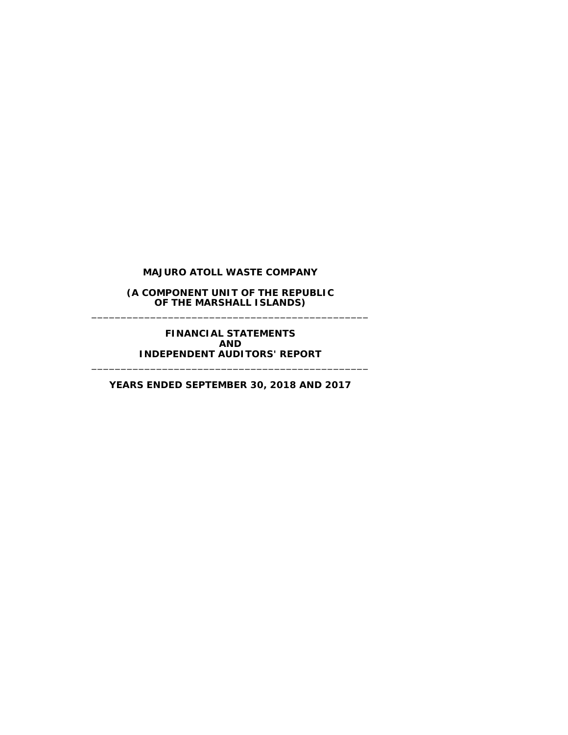# MAJURO ATOLL WASTE COMPANY

## (A COMPONENT UNIT OF THE REPUBLIC OF THE MARSHALL ISLANDS)

---

## FINANCIAL STATEMENTS AND INDEPENDENT AUDITORS' REPORT

---

## YEARS ENDED SEPTEMBER 30, 2018 AND 2017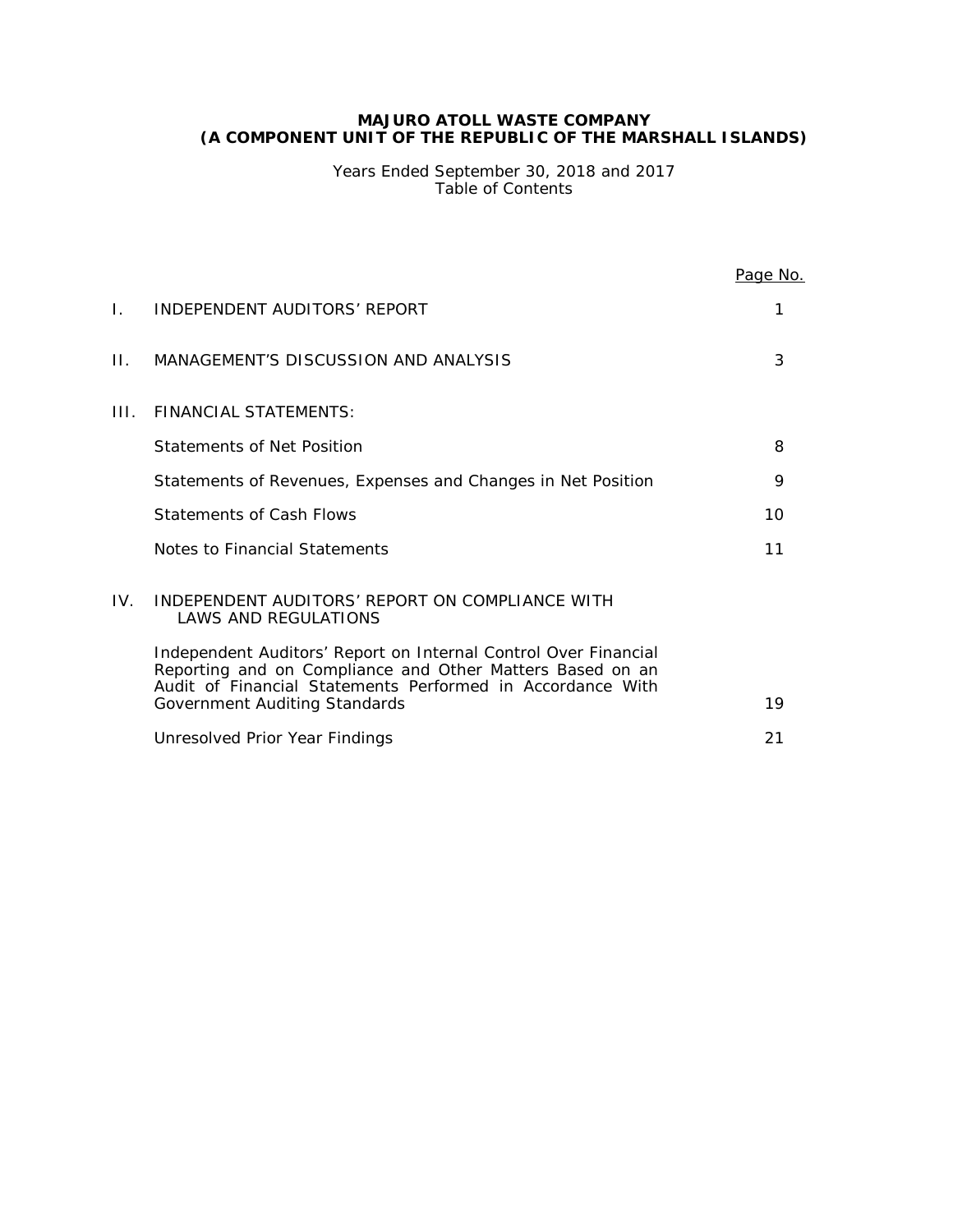# MAJURO ATOLL WASTE COMPANY
# (A COMPONENT UNIT OF THE REPUBLIC OF THE MARSHALL ISLANDS)

Years Ended September 30, 2018 and 2017
Table of Contents

| | | Page No. |
|---|---|---|
| I. | INDEPENDENT AUDITORS' REPORT | 1 |
| II. | MANAGEMENT'S DISCUSSION AND ANALYSIS | 3 |
| III. | FINANCIAL STATEMENTS: | |
| | Statements of Net Position | 8 |
| | Statements of Revenues, Expenses and Changes in Net Position | 9 |
| | Statements of Cash Flows | 10 |
| | Notes to Financial Statements | 11 |
| IV. | INDEPENDENT AUDITORS' REPORT ON COMPLIANCE WITH LAWS AND REGULATIONS | |
| | Independent Auditors' Report on Internal Control Over Financial Reporting and on Compliance and Other Matters Based on an Audit of Financial Statements Performed in Accordance With Government Auditing Standards | 19 |
| | Unresolved Prior Year Findings | 21 |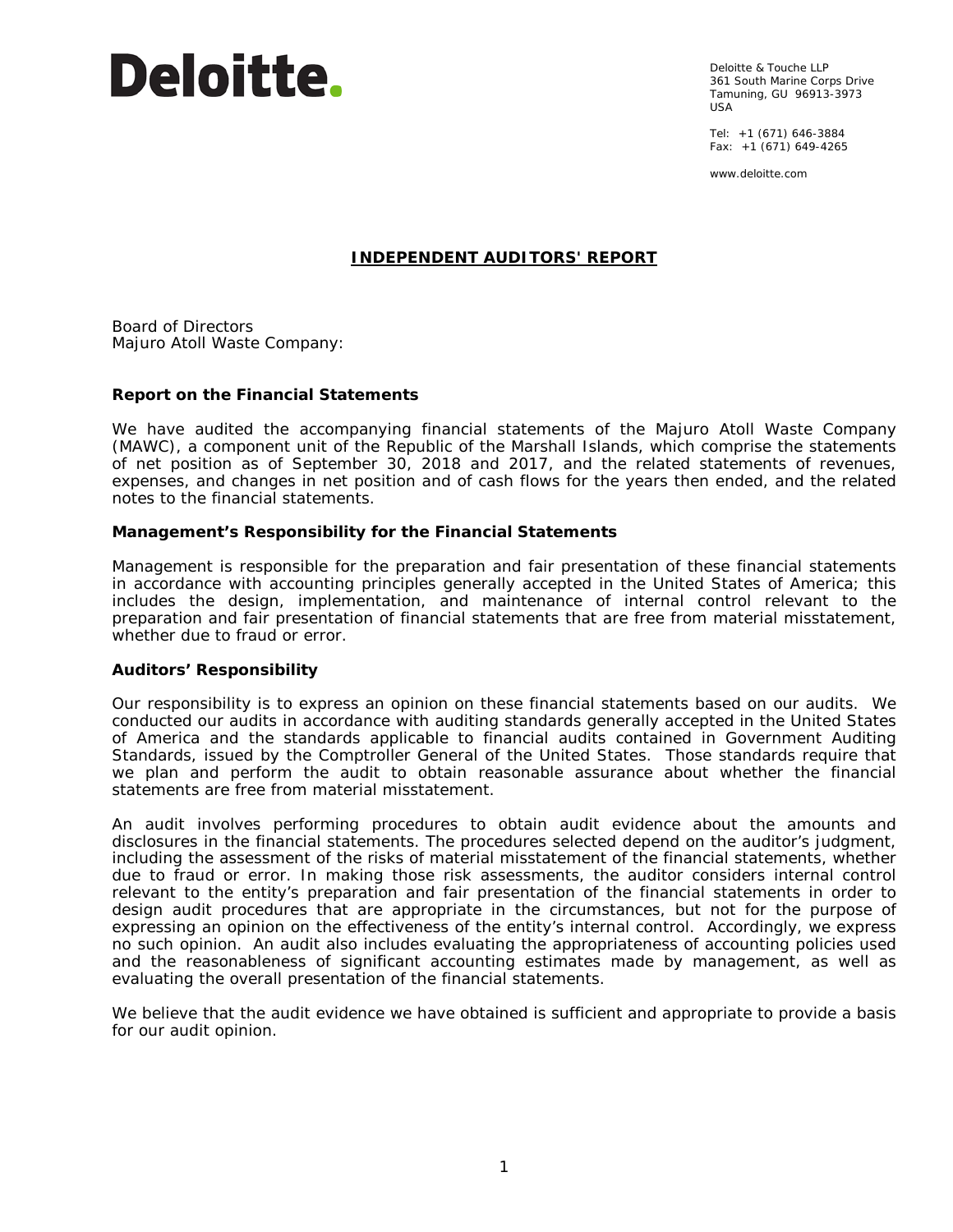Deloitte.

Deloitte & Touche LLP
361 South Marine Corps Drive
Tamuning, GU 96913-3973
USA

Tel: +1 (671) 646-3884
Fax: +1 (671) 649-4265

www.deloitte.com

# INDEPENDENT AUDITORS' REPORT

Board of Directors
Majuro Atoll Waste Company:

## Report on the Financial Statements

We have audited the accompanying financial statements of the Majuro Atoll Waste Company (MAWC), a component unit of the Republic of the Marshall Islands, which comprise the statements of net position as of September 30, 2018 and 2017, and the related statements of revenues, expenses, and changes in net position and of cash flows for the years then ended, and the related notes to the financial statements.

## Management's Responsibility for the Financial Statements

Management is responsible for the preparation and fair presentation of these financial statements in accordance with accounting principles generally accepted in the United States of America; this includes the design, implementation, and maintenance of internal control relevant to the preparation and fair presentation of financial statements that are free from material misstatement, whether due to fraud or error.

## Auditors' Responsibility

Our responsibility is to express an opinion on these financial statements based on our audits. We conducted our audits in accordance with auditing standards generally accepted in the United States of America and the standards applicable to financial audits contained in Government Auditing Standards, issued by the Comptroller General of the United States. Those standards require that we plan and perform the audit to obtain reasonable assurance about whether the financial statements are free from material misstatement.

An audit involves performing procedures to obtain audit evidence about the amounts and disclosures in the financial statements. The procedures selected depend on the auditor's judgment, including the assessment of the risks of material misstatement of the financial statements, whether due to fraud or error. In making those risk assessments, the auditor considers internal control relevant to the entity's preparation and fair presentation of the financial statements in order to design audit procedures that are appropriate in the circumstances, but not for the purpose of expressing an opinion on the effectiveness of the entity's internal control. Accordingly, we express no such opinion. An audit also includes evaluating the appropriateness of accounting policies used and the reasonableness of significant accounting estimates made by management, as well as evaluating the overall presentation of the financial statements.

We believe that the audit evidence we have obtained is sufficient and appropriate to provide a basis for our audit opinion.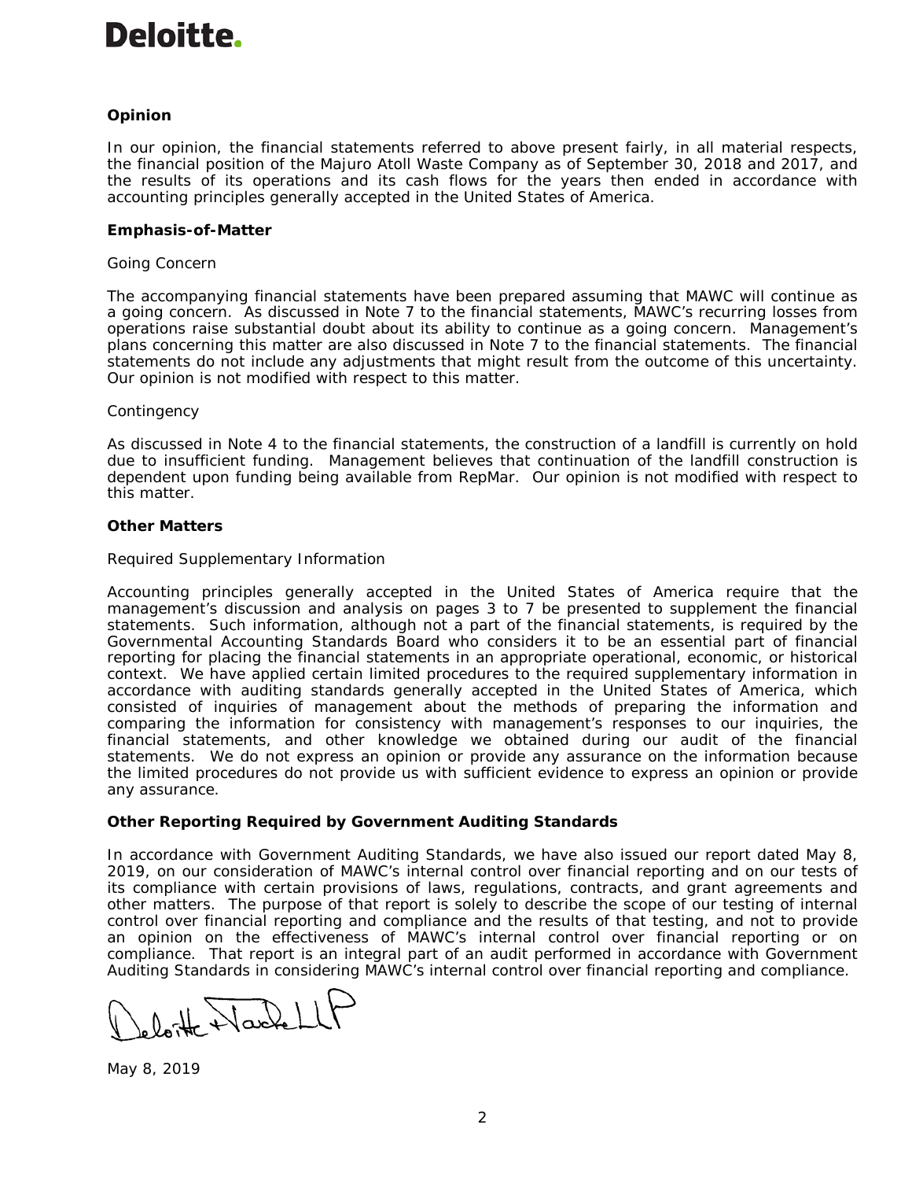**Deloitte.**

**Opinion**

In our opinion, the financial statements referred to above present fairly, in all material respects, the financial position of the Majuro Atoll Waste Company as of September 30, 2018 and 2017, and the results of its operations and its cash flows for the years then ended in accordance with accounting principles generally accepted in the United States of America.

**Emphasis-of-Matter**

Going Concern

The accompanying financial statements have been prepared assuming that MAWC will continue as a going concern. As discussed in Note 7 to the financial statements, MAWC's recurring losses from operations raise substantial doubt about its ability to continue as a going concern. Management's plans concerning this matter are also discussed in Note 7 to the financial statements. The financial statements do not include any adjustments that might result from the outcome of this uncertainty. Our opinion is not modified with respect to this matter.

Contingency

As discussed in Note 4 to the financial statements, the construction of a landfill is currently on hold due to insufficient funding. Management believes that continuation of the landfill construction is dependent upon funding being available from RepMar. Our opinion is not modified with respect to this matter.

**Other Matters**

Required Supplementary Information

Accounting principles generally accepted in the United States of America require that the management's discussion and analysis on pages 3 to 7 be presented to supplement the financial statements. Such information, although not a part of the financial statements, is required by the Governmental Accounting Standards Board who considers it to be an essential part of financial reporting for placing the financial statements in an appropriate operational, economic, or historical context. We have applied certain limited procedures to the required supplementary information in accordance with auditing standards generally accepted in the United States of America, which consisted of inquiries of management about the methods of preparing the information and comparing the information for consistency with management's responses to our inquiries, the financial statements, and other knowledge we obtained during our audit of the financial statements. We do not express an opinion or provide any assurance on the information because the limited procedures do not provide us with sufficient evidence to express an opinion or provide any assurance.

**Other Reporting Required by Government Auditing Standards**

In accordance with Government Auditing Standards, we have also issued our report dated May 8, 2019, on our consideration of MAWC's internal control over financial reporting and on our tests of its compliance with certain provisions of laws, regulations, contracts, and grant agreements and other matters. The purpose of that report is solely to describe the scope of our testing of internal control over financial reporting and compliance and the results of that testing, and not to provide an opinion on the effectiveness of MAWC's internal control over financial reporting or on compliance. That report is an integral part of an audit performed in accordance with Government Auditing Standards in considering MAWC's internal control over financial reporting and compliance.

Deloitte & Touche LLP

May 8, 2019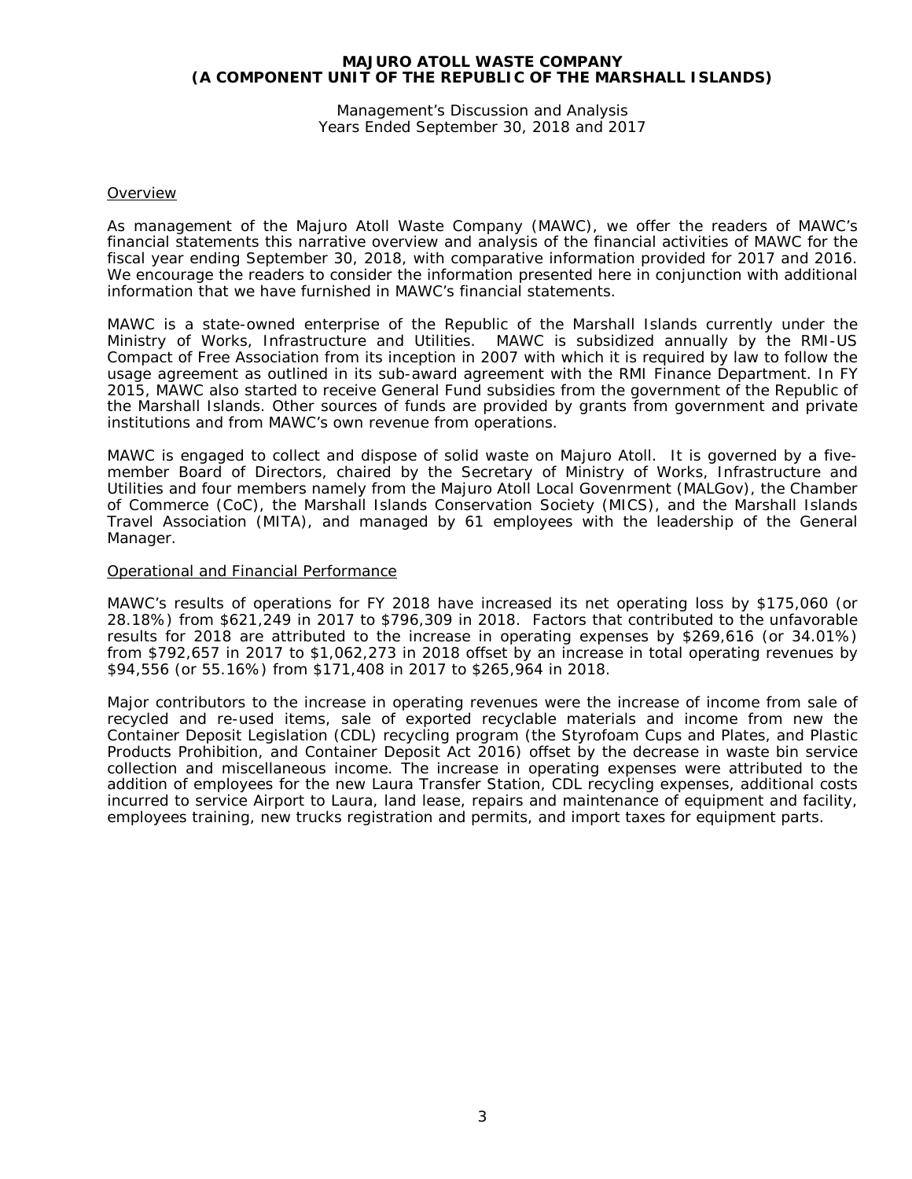**MAJURO ATOLL WASTE COMPANY**
**(A COMPONENT UNIT OF THE REPUBLIC OF THE MARSHALL ISLANDS)**

Management's Discussion and Analysis
Years Ended September 30, 2018 and 2017

## Overview

As management of the Majuro Atoll Waste Company (MAWC), we offer the readers of MAWC's financial statements this narrative overview and analysis of the financial activities of MAWC for the fiscal year ending September 30, 2018, with comparative information provided for 2017 and 2016. We encourage the readers to consider the information presented here in conjunction with additional information that we have furnished in MAWC's financial statements.

MAWC is a state-owned enterprise of the Republic of the Marshall Islands currently under the Ministry of Works, Infrastructure and Utilities. MAWC is subsidized annually by the RMI-US Compact of Free Association from its inception in 2007 with which it is required by law to follow the usage agreement as outlined in its sub-award agreement with the RMI Finance Department. In FY 2015, MAWC also started to receive General Fund subsidies from the government of the Republic of the Marshall Islands. Other sources of funds are provided by grants from government and private institutions and from MAWC's own revenue from operations.

MAWC is engaged to collect and dispose of solid waste on Majuro Atoll. It is governed by a five-member Board of Directors, chaired by the Secretary of Ministry of Works, Infrastructure and Utilities and four members namely from the Majuro Atoll Local Govenrment (MALGov), the Chamber of Commerce (CoC), the Marshall Islands Conservation Society (MICS), and the Marshall Islands Travel Association (MITA), and managed by 61 employees with the leadership of the General Manager.

## Operational and Financial Performance

MAWC's results of operations for FY 2018 have increased its net operating loss by $175,060 (or 28.18%) from $621,249 in 2017 to $796,309 in 2018. Factors that contributed to the unfavorable results for 2018 are attributed to the increase in operating expenses by $269,616 (or 34.01%) from $792,657 in 2017 to $1,062,273 in 2018 offset by an increase in total operating revenues by $94,556 (or 55.16%) from $171,408 in 2017 to $265,964 in 2018.

Major contributors to the increase in operating revenues were the increase of income from sale of recycled and re-used items, sale of exported recyclable materials and income from new the Container Deposit Legislation (CDL) recycling program (the Styrofoam Cups and Plates, and Plastic Products Prohibition, and Container Deposit Act 2016) offset by the decrease in waste bin service collection and miscellaneous income. The increase in operating expenses were attributed to the addition of employees for the new Laura Transfer Station, CDL recycling expenses, additional costs incurred to service Airport to Laura, land lease, repairs and maintenance of equipment and facility, employees training, new trucks registration and permits, and import taxes for equipment parts.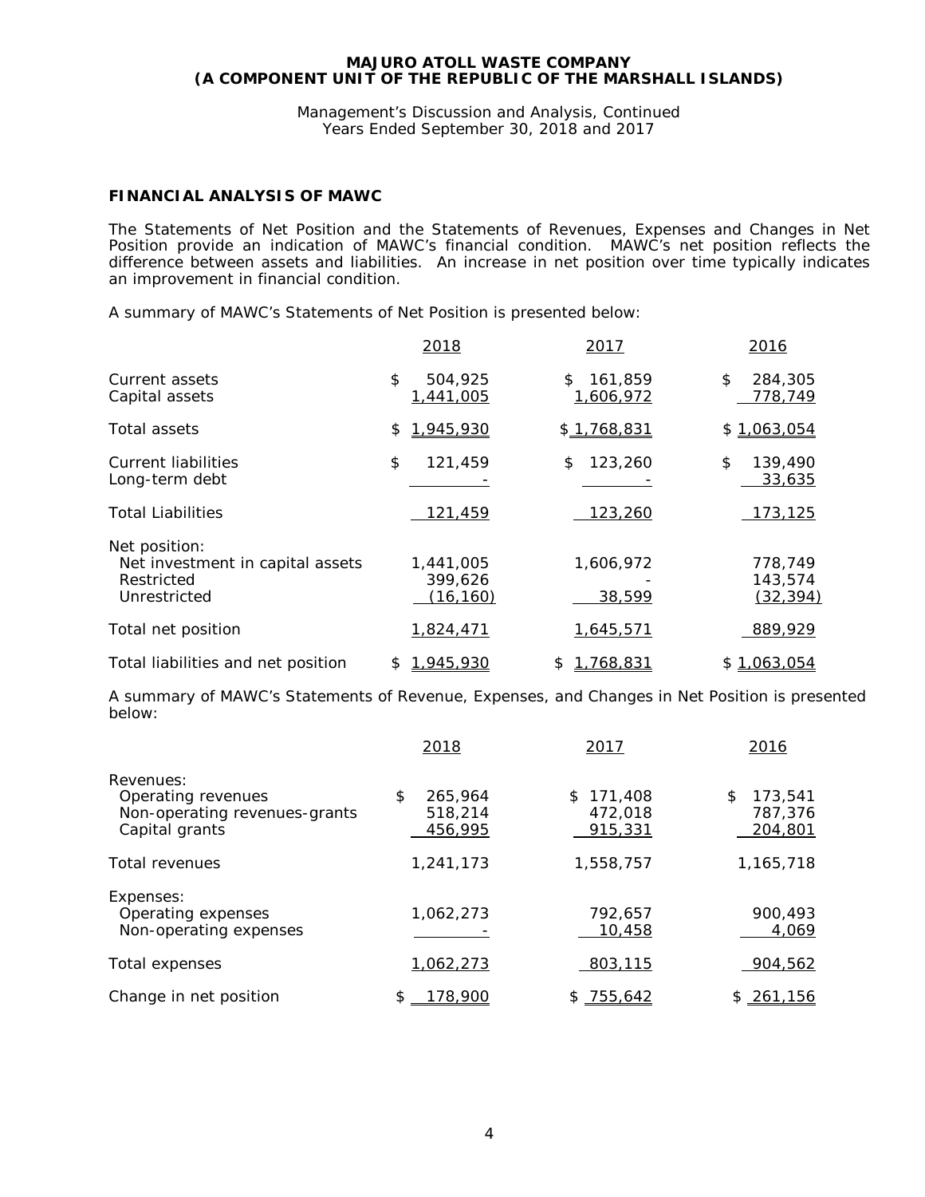# MAJURO ATOLL WASTE COMPANY
# (A COMPONENT UNIT OF THE REPUBLIC OF THE MARSHALL ISLANDS)

Management's Discussion and Analysis, Continued
Years Ended September 30, 2018 and 2017

## FINANCIAL ANALYSIS OF MAWC

The Statements of Net Position and the Statements of Revenues, Expenses and Changes in Net Position provide an indication of MAWC's financial condition. MAWC's net position reflects the difference between assets and liabilities. An increase in net position over time typically indicates an improvement in financial condition.

A summary of MAWC's Statements of Net Position is presented below:

| | 2018 | 2017 | 2016 |
|---|---|---|---|
| Current assets | $ 504,925 | $ 161,859 | $ 284,305 |
| Capital assets | 1,441,005 | 1,606,972 | 778,749 |
| Total assets | $ 1,945,930 | $ 1,768,831 | $ 1,063,054 |
| Current liabilities | $ 121,459 | $ 123,260 | $ 139,490 |
| Long-term debt | - | - | 33,635 |
| Total Liabilities | 121,459 | 123,260 | 173,125 |
| Net position: | | | |
| Net investment in capital assets | 1,441,005 | 1,606,972 | 778,749 |
| Restricted | 399,626 | - | 143,574 |
| Unrestricted | (16,160) | 38,599 | (32,394) |
| Total net position | 1,824,471 | 1,645,571 | 889,929 |
| Total liabilities and net position | $ 1,945,930 | $ 1,768,831 | $ 1,063,054 |

A summary of MAWC's Statements of Revenue, Expenses, and Changes in Net Position is presented below:

| | 2018 | 2017 | 2016 |
|---|---|---|---|
| Revenues: | | | |
| Operating revenues | $ 265,964 | $ 171,408 | $ 173,541 |
| Non-operating revenues-grants | 518,214 | 472,018 | 787,376 |
| Capital grants | 456,995 | 915,331 | 204,801 |
| Total revenues | 1,241,173 | 1,558,757 | 1,165,718 |
| Expenses: | | | |
| Operating expenses | 1,062,273 | 792,657 | 900,493 |
| Non-operating expenses | - | 10,458 | 4,069 |
| Total expenses | 1,062,273 | 803,115 | 904,562 |
| Change in net position | $ 178,900 | $ 755,642 | $ 261,156 |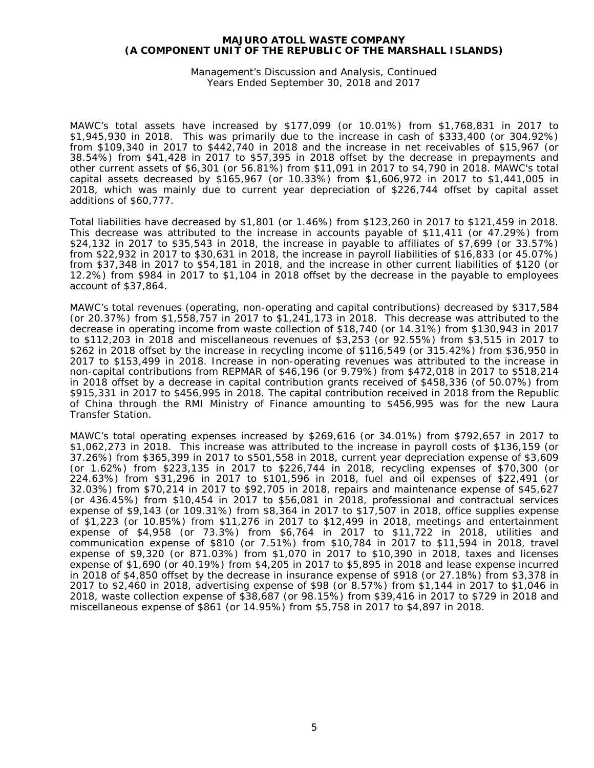MAWC's total assets have increased by $177,099 (or 10.01%) from $1,768,831 in 2017 to $1,945,930 in 2018. This was primarily due to the increase in cash of $333,400 (or 304.92%) from $109,340 in 2017 to $442,740 in 2018 and the increase in net receivables of $15,967 (or 38.54%) from $41,428 in 2017 to $57,395 in 2018 offset by the decrease in prepayments and other current assets of $6,301 (or 56.81%) from $11,091 in 2017 to $4,790 in 2018. MAWC's total capital assets decreased by $165,967 (or 10.33%) from $1,606,972 in 2017 to $1,441,005 in 2018, which was mainly due to current year depreciation of $226,744 offset by capital asset additions of $60,777.

Total liabilities have decreased by $1,801 (or 1.46%) from $123,260 in 2017 to $121,459 in 2018. This decrease was attributed to the increase in accounts payable of $11,411 (or 47.29%) from $24,132 in 2017 to $35,543 in 2018, the increase in payable to affiliates of $7,699 (or 33.57%) from $22,932 in 2017 to $30,631 in 2018, the increase in payroll liabilities of $16,833 (or 45.07%) from $37,348 in 2017 to $54,181 in 2018, and the increase in other current liabilities of $120 (or 12.2%) from $984 in 2017 to $1,104 in 2018 offset by the decrease in the payable to employees account of $37,864.

MAWC's total revenues (operating, non-operating and capital contributions) decreased by $317,584 (or 20.37%) from $1,558,757 in 2017 to $1,241,173 in 2018. This decrease was attributed to the decrease in operating income from waste collection of $18,740 (or 14.31%) from $130,943 in 2017 to $112,203 in 2018 and miscellaneous revenues of $3,253 (or 92.55%) from $3,515 in 2017 to $262 in 2018 offset by the increase in recycling income of $116,549 (or 315.42%) from $36,950 in 2017 to $153,499 in 2018. Increase in non-operating revenues was attributed to the increase in non-capital contributions from REPMAR of $46,196 (or 9.79%) from $472,018 in 2017 to $518,214 in 2018 offset by a decrease in capital contribution grants received of $458,336 (of 50.07%) from $915,331 in 2017 to $456,995 in 2018. The capital contribution received in 2018 from the Republic of China through the RMI Ministry of Finance amounting to $456,995 was for the new Laura Transfer Station.

MAWC's total operating expenses increased by $269,616 (or 34.01%) from $792,657 in 2017 to $1,062,273 in 2018. This increase was attributed to the increase in payroll costs of $136,159 (or 37.26%) from $365,399 in 2017 to $501,558 in 2018, current year depreciation expense of $3,609 (or 1.62%) from $223,135 in 2017 to $226,744 in 2018, recycling expenses of $70,300 (or 224.63%) from $31,296 in 2017 to $101,596 in 2018, fuel and oil expenses of $22,491 (or 32.03%) from $70,214 in 2017 to $92,705 in 2018, repairs and maintenance expense of $45,627 (or 436.45%) from $10,454 in 2017 to $56,081 in 2018, professional and contractual services expense of $9,143 (or 109.31%) from $8,364 in 2017 to $17,507 in 2018, office supplies expense of $1,223 (or 10.85%) from $11,276 in 2017 to $12,499 in 2018, meetings and entertainment expense of $4,958 (or 73.3%) from $6,764 in 2017 to $11,722 in 2018, utilities and communication expense of $810 (or 7.51%) from $10,784 in 2017 to $11,594 in 2018, travel expense of $9,320 (or 871.03%) from $1,070 in 2017 to $10,390 in 2018, taxes and licenses expense of $1,690 (or 40.19%) from $4,205 in 2017 to $5,895 in 2018 and lease expense incurred in 2018 of $4,850 offset by the decrease in insurance expense of $918 (or 27.18%) from $3,378 in 2017 to $2,460 in 2018, advertising expense of $98 (or 8.57%) from $1,144 in 2017 to $1,046 in 2018, waste collection expense of $38,687 (or 98.15%) from $39,416 in 2017 to $729 in 2018 and miscellaneous expense of $861 (or 14.95%) from $5,758 in 2017 to $4,897 in 2018.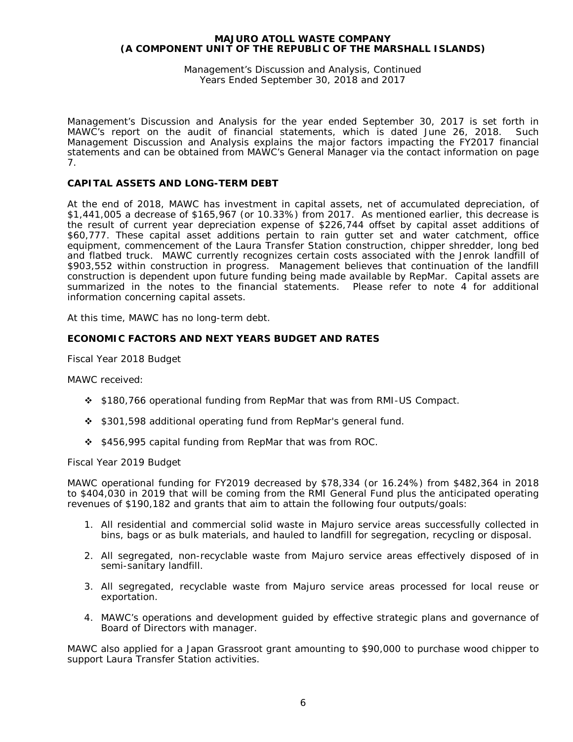Management's Discussion and Analysis for the year ended September 30, 2017 is set forth in MAWC's report on the audit of financial statements, which is dated June 26, 2018. Such Management Discussion and Analysis explains the major factors impacting the FY2017 financial statements and can be obtained from MAWC's General Manager via the contact information on page 7.

## CAPITAL ASSETS AND LONG-TERM DEBT

At the end of 2018, MAWC has investment in capital assets, net of accumulated depreciation, of $1,441,005 a decrease of $165,967 (or 10.33%) from 2017. As mentioned earlier, this decrease is the result of current year depreciation expense of $226,744 offset by capital asset additions of $60,777. These capital asset additions pertain to rain gutter set and water catchment, office equipment, commencement of the Laura Transfer Station construction, chipper shredder, long bed and flatbed truck. MAWC currently recognizes certain costs associated with the Jenrok landfill of $903,552 within construction in progress. Management believes that continuation of the landfill construction is dependent upon future funding being made available by RepMar. Capital assets are summarized in the notes to the financial statements. Please refer to note 4 for additional information concerning capital assets.

At this time, MAWC has no long-term debt.

## ECONOMIC FACTORS AND NEXT YEARS BUDGET AND RATES

Fiscal Year 2018 Budget

MAWC received:

- $180,766 operational funding from RepMar that was from RMI-US Compact.
- $301,598 additional operating fund from RepMar's general fund.
- $456,995 capital funding from RepMar that was from ROC.

Fiscal Year 2019 Budget

MAWC operational funding for FY2019 decreased by $78,334 (or 16.24%) from $482,364 in 2018 to $404,030 in 2019 that will be coming from the RMI General Fund plus the anticipated operating revenues of $190,182 and grants that aim to attain the following four outputs/goals:

1. All residential and commercial solid waste in Majuro service areas successfully collected in bins, bags or as bulk materials, and hauled to landfill for segregation, recycling or disposal.
2. All segregated, non-recyclable waste from Majuro service areas effectively disposed of in semi-sanitary landfill.
3. All segregated, recyclable waste from Majuro service areas processed for local reuse or exportation.
4. MAWC's operations and development guided by effective strategic plans and governance of Board of Directors with manager.

MAWC also applied for a Japan Grassroot grant amounting to $90,000 to purchase wood chipper to support Laura Transfer Station activities.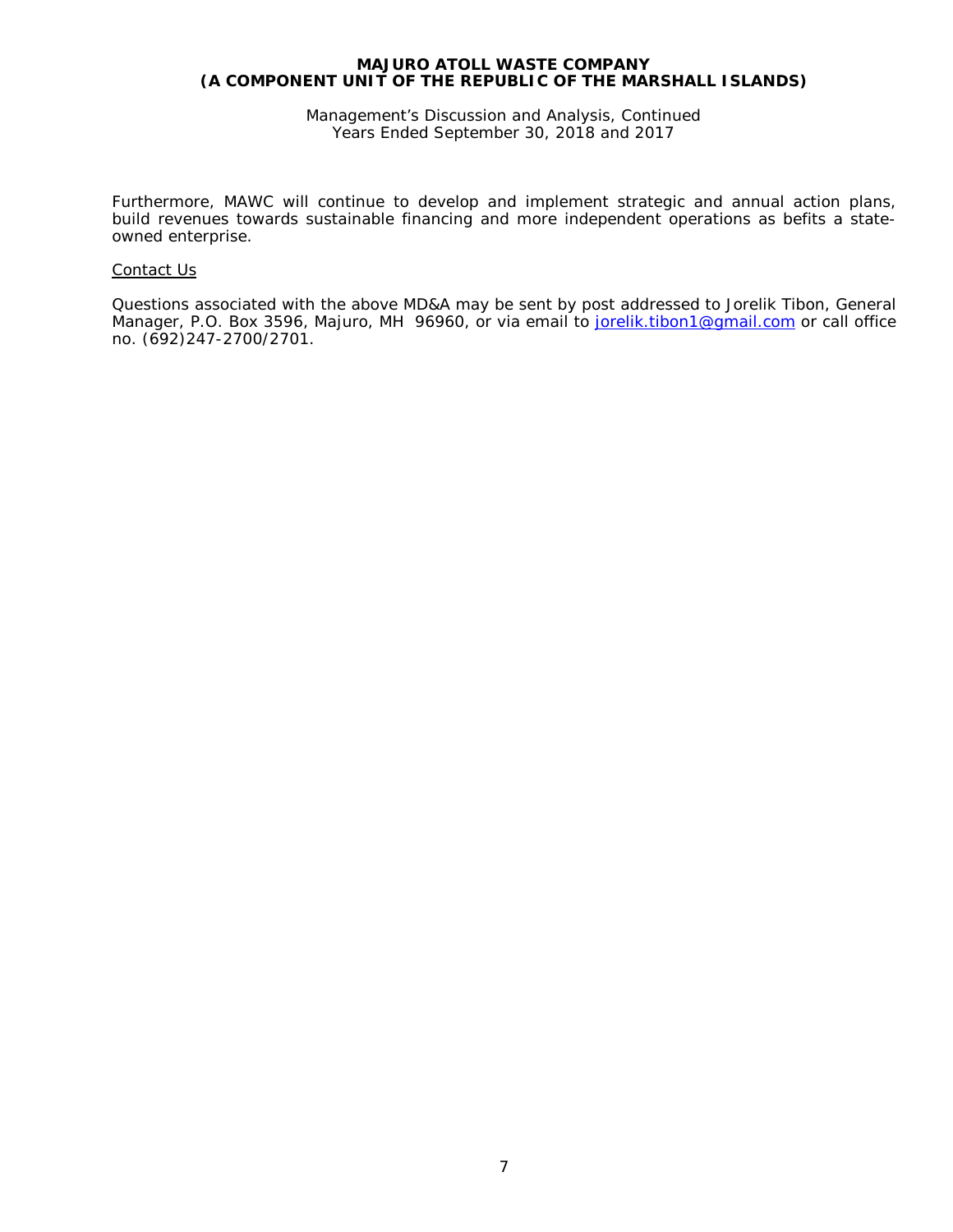Furthermore, MAWC will continue to develop and implement strategic and annual action plans, build revenues towards sustainable financing and more independent operations as befits a state-owned enterprise.

Contact Us

Questions associated with the above MD&A may be sent by post addressed to Jorelik Tibon, General Manager, P.O. Box 3596, Majuro, MH 96960, or via email to jorelik.tibon1@gmail.com or call office no. (692)247-2700/2701.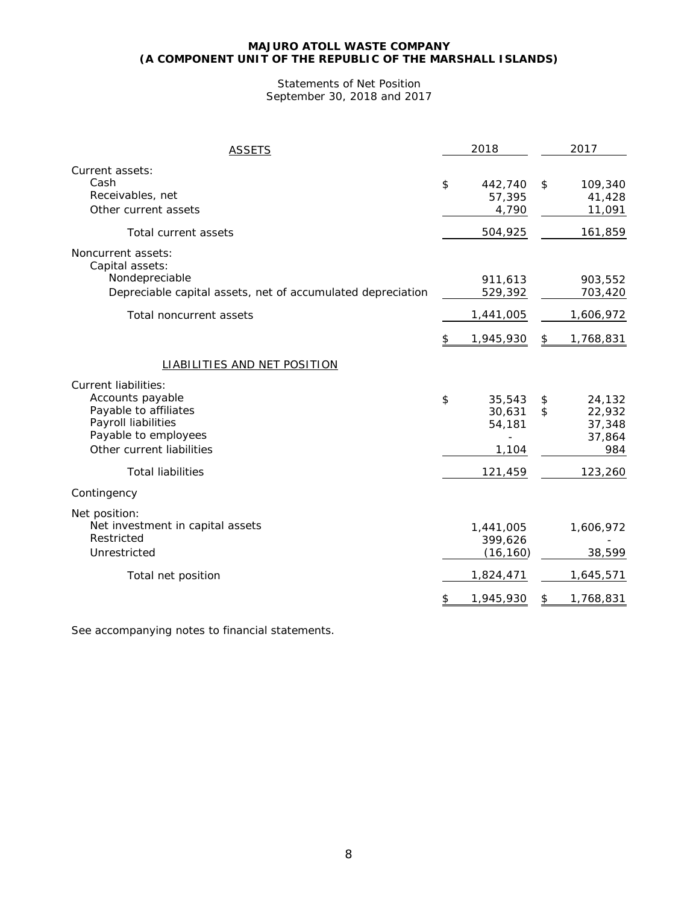**MAJURO ATOLL WASTE COMPANY**
**(A COMPONENT UNIT OF THE REPUBLIC OF THE MARSHALL ISLANDS)**

Statements of Net Position
September 30, 2018 and 2017

| ASSETS | 2018 | 2017 |
|---|---|---|
| Current assets: | | |
| Cash | $ 442,740 | $ 109,340 |
| Receivables, net | 57,395 | 41,428 |
| Other current assets | 4,790 | 11,091 |
| Total current assets | 504,925 | 161,859 |
| Noncurrent assets: | | |
| Capital assets: | | |
| Nondepreciable | 911,613 | 903,552 |
| Depreciable capital assets, net of accumulated depreciation | 529,392 | 703,420 |
| Total noncurrent assets | 1,441,005 | 1,606,972 |
| | $ 1,945,930 | $ 1,768,831 |
| LIABILITIES AND NET POSITION | | |
| Current liabilities: | | |
| Accounts payable | $ 35,543 | $ 24,132 |
| Payable to affiliates | 30,631 | $ 22,932 |
| Payroll liabilities | 54,181 | 37,348 |
| Payable to employees | - | 37,864 |
| Other current liabilities | 1,104 | 984 |
| Total liabilities | 121,459 | 123,260 |
| Contingency | | |
| Net position: | | |
| Net investment in capital assets | 1,441,005 | 1,606,972 |
| Restricted | 399,626 | - |
| Unrestricted | (16,160) | 38,599 |
| Total net position | 1,824,471 | 1,645,571 |
| | $ 1,945,930 | $ 1,768,831 |

See accompanying notes to financial statements.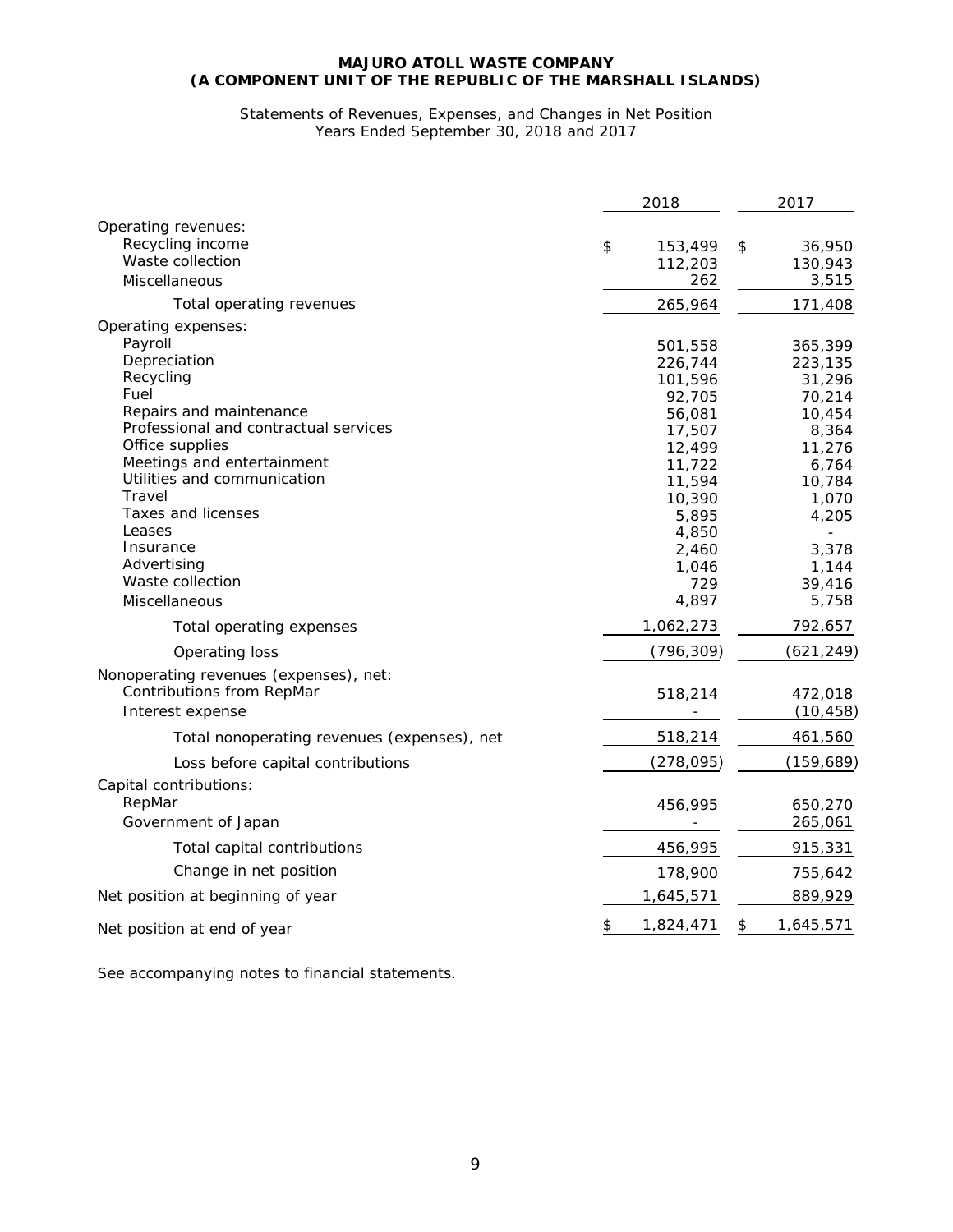**MAJURO ATOLL WASTE COMPANY**
**(A COMPONENT UNIT OF THE REPUBLIC OF THE MARSHALL ISLANDS)**

Statements of Revenues, Expenses, and Changes in Net Position
Years Ended September 30, 2018 and 2017

| | 2018 | 2017 |
|---|---|---|
| Operating revenues: | | |
| Recycling income | $ 153,499 | $ 36,950 |
| Waste collection | 112,203 | 130,943 |
| Miscellaneous | 262 | 3,515 |
| Total operating revenues | 265,964 | 171,408 |
| Operating expenses: | | |
| Payroll | 501,558 | 365,399 |
| Depreciation | 226,744 | 223,135 |
| Recycling | 101,596 | 31,296 |
| Fuel | 92,705 | 70,214 |
| Repairs and maintenance | 56,081 | 10,454 |
| Professional and contractual services | 17,507 | 8,364 |
| Office supplies | 12,499 | 11,276 |
| Meetings and entertainment | 11,722 | 6,764 |
| Utilities and communication | 11,594 | 10,784 |
| Travel | 10,390 | 1,070 |
| Taxes and licenses | 5,895 | 4,205 |
| Leases | 4,850 | - |
| Insurance | 2,460 | 3,378 |
| Advertising | 1,046 | 1,144 |
| Waste collection | 729 | 39,416 |
| Miscellaneous | 4,897 | 5,758 |
| Total operating expenses | 1,062,273 | 792,657 |
| Operating loss | (796,309) | (621,249) |
| Nonoperating revenues (expenses), net: | | |
| Contributions from RepMar | 518,214 | 472,018 |
| Interest expense | - | (10,458) |
| Total nonoperating revenues (expenses), net | 518,214 | 461,560 |
| Loss before capital contributions | (278,095) | (159,689) |
| Capital contributions: | | |
| RepMar | 456,995 | 650,270 |
| Government of Japan | - | 265,061 |
| Total capital contributions | 456,995 | 915,331 |
| Change in net position | 178,900 | 755,642 |
| Net position at beginning of year | 1,645,571 | 889,929 |
| Net position at end of year | $ 1,824,471 | $ 1,645,571 |

See accompanying notes to financial statements.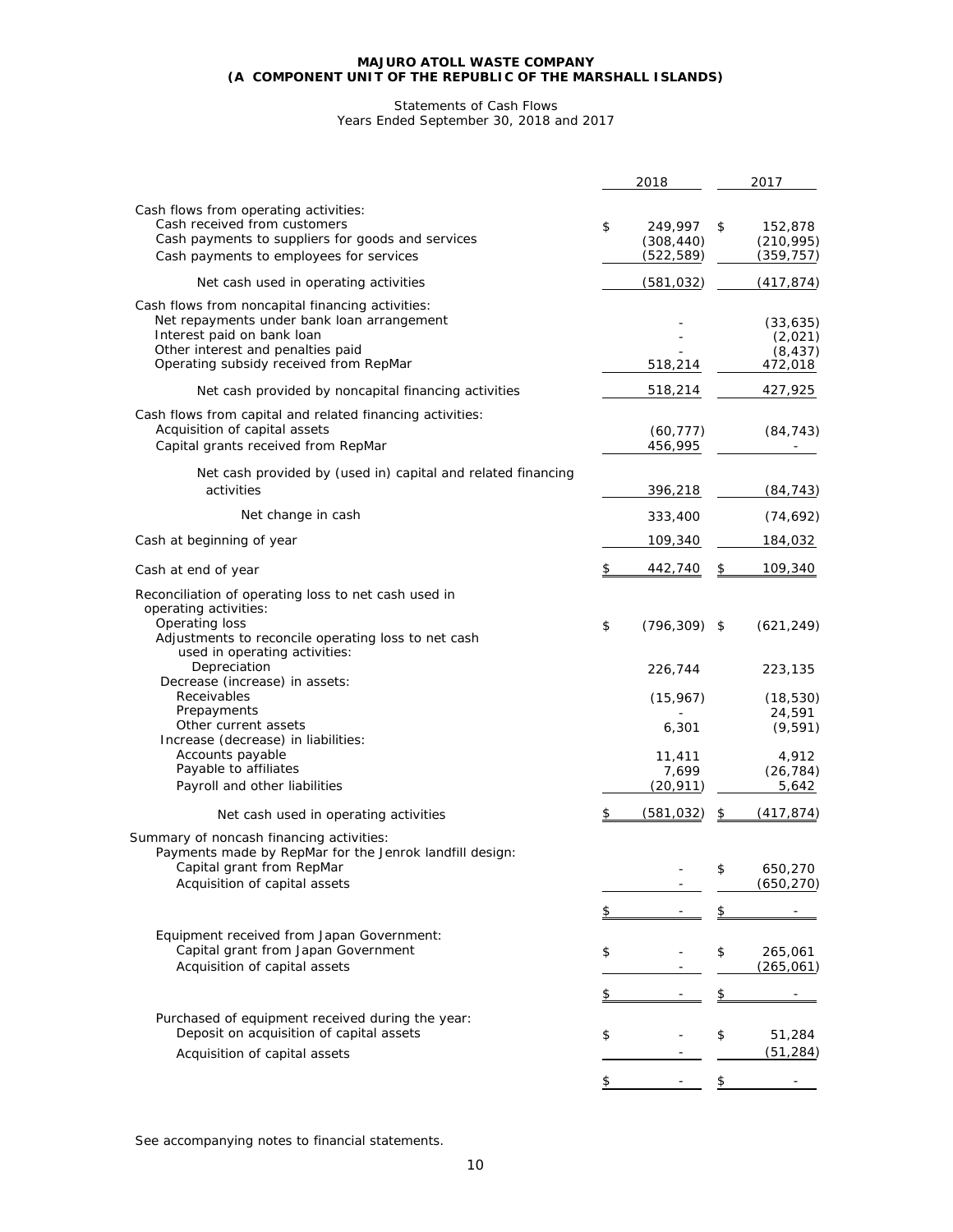**MAJURO ATOLL WASTE COMPANY**
**(A COMPONENT UNIT OF THE REPUBLIC OF THE MARSHALL ISLANDS)**

Statements of Cash Flows
Years Ended September 30, 2018 and 2017

| | 2018 | 2017 |
|---|---|---|
| Cash flows from operating activities: | | |
| Cash received from customers | $ 249,997 | $ 152,878 |
| Cash payments to suppliers for goods and services | (308,440) | (210,995) |
| Cash payments to employees for services | (522,589) | (359,757) |
| Net cash used in operating activities | (581,032) | (417,874) |
| Cash flows from noncapital financing activities: | | |
| Net repayments under bank loan arrangement | - | (33,635) |
| Interest paid on bank loan | - | (2,021) |
| Other interest and penalties paid | - | (8,437) |
| Operating subsidy received from RepMar | 518,214 | 472,018 |
| Net cash provided by noncapital financing activities | 518,214 | 427,925 |
| Cash flows from capital and related financing activities: | | |
| Acquisition of capital assets | (60,777) | (84,743) |
| Capital grants received from RepMar | 456,995 | - |
| Net cash provided by (used in) capital and related financing activities | 396,218 | (84,743) |
| Net change in cash | 333,400 | (74,692) |
| Cash at beginning of year | 109,340 | 184,032 |
| Cash at end of year | $ 442,740 | $ 109,340 |
| Reconciliation of operating loss to net cash used in operating activities: | | |
| Operating loss | $ (796,309) | $ (621,249) |
| Adjustments to reconcile operating loss to net cash used in operating activities: | | |
| Depreciation | 226,744 | 223,135 |
| Decrease (increase) in assets: | | |
| Receivables | (15,967) | (18,530) |
| Prepayments | - | 24,591 |
| Other current assets | 6,301 | (9,591) |
| Increase (decrease) in liabilities: | | |
| Accounts payable | 11,411 | 4,912 |
| Payable to affiliates | 7,699 | (26,784) |
| Payroll and other liabilities | (20,911) | 5,642 |
| Net cash used in operating activities | $ (581,032) | $ (417,874) |
| Summary of noncash financing activities: | | |
| Payments made by RepMar for the Jenrok landfill design: | | |
| Capital grant from RepMar | - | $ 650,270 |
| Acquisition of capital assets | - | (650,270) |
| | $ - | $ - |
| Equipment received from Japan Government: | | |
| Capital grant from Japan Government | $ - | $ 265,061 |
| Acquisition of capital assets | - | (265,061) |
| | $ - | $ - |
| Purchased of equipment received during the year: | | |
| Deposit on acquisition of capital assets | $ - | $ 51,284 |
| Acquisition of capital assets | - | (51,284) |
| | $ - | $ - |

See accompanying notes to financial statements.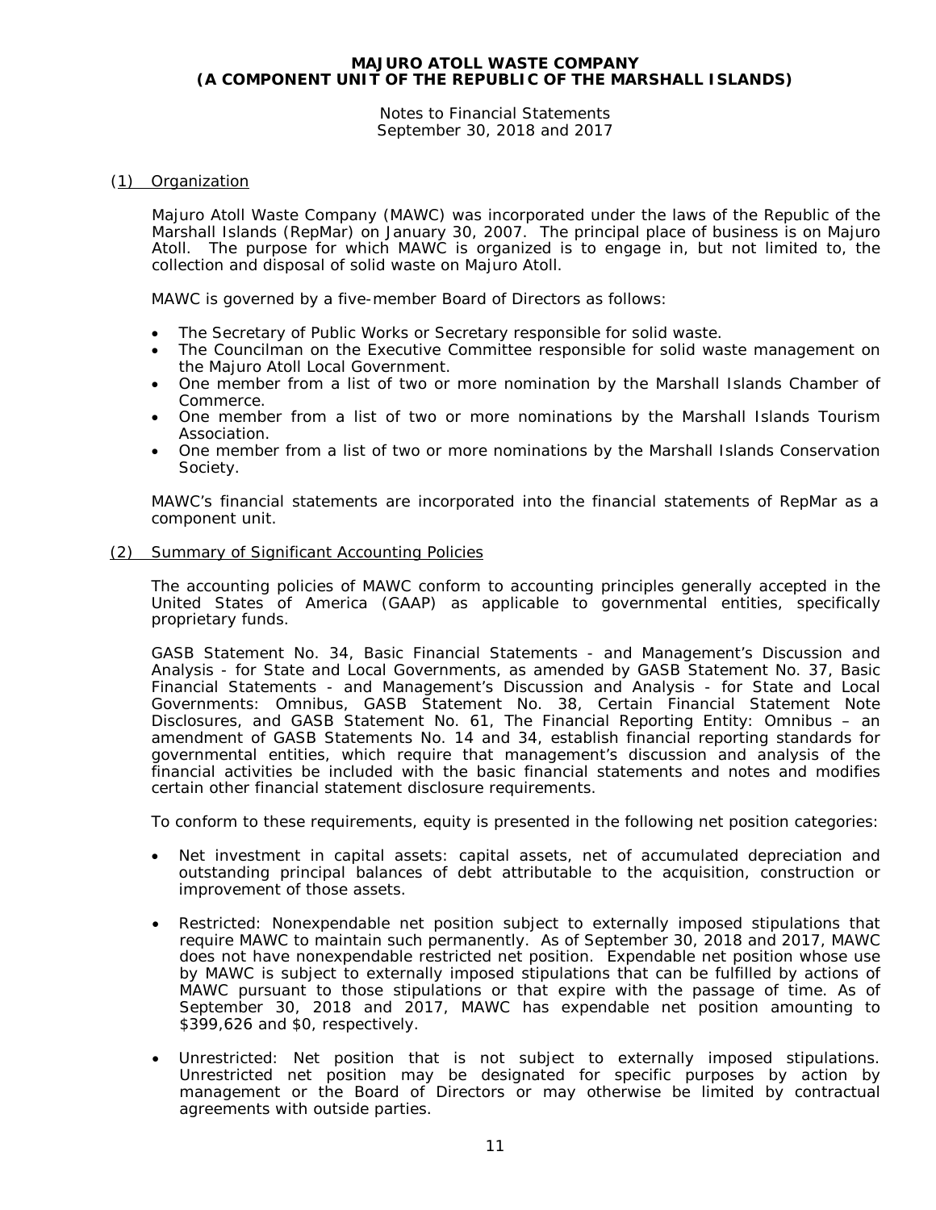# MAJURO ATOLL WASTE COMPANY
# (A COMPONENT UNIT OF THE REPUBLIC OF THE MARSHALL ISLANDS)

Notes to Financial Statements
September 30, 2018 and 2017

## (1) Organization

Majuro Atoll Waste Company (MAWC) was incorporated under the laws of the Republic of the Marshall Islands (RepMar) on January 30, 2007. The principal place of business is on Majuro Atoll. The purpose for which MAWC is organized is to engage in, but not limited to, the collection and disposal of solid waste on Majuro Atoll.

MAWC is governed by a five-member Board of Directors as follows:

- The Secretary of Public Works or Secretary responsible for solid waste.
- The Councilman on the Executive Committee responsible for solid waste management on the Majuro Atoll Local Government.
- One member from a list of two or more nomination by the Marshall Islands Chamber of Commerce.
- One member from a list of two or more nominations by the Marshall Islands Tourism Association.
- One member from a list of two or more nominations by the Marshall Islands Conservation Society.

MAWC's financial statements are incorporated into the financial statements of RepMar as a component unit.

## (2) Summary of Significant Accounting Policies

The accounting policies of MAWC conform to accounting principles generally accepted in the United States of America (GAAP) as applicable to governmental entities, specifically proprietary funds.

GASB Statement No. 34, Basic Financial Statements - and Management's Discussion and Analysis - for State and Local Governments, as amended by GASB Statement No. 37, Basic Financial Statements - and Management's Discussion and Analysis - for State and Local Governments: Omnibus, GASB Statement No. 38, Certain Financial Statement Note Disclosures, and GASB Statement No. 61, The Financial Reporting Entity: Omnibus – an amendment of GASB Statements No. 14 and 34, establish financial reporting standards for governmental entities, which require that management's discussion and analysis of the financial activities be included with the basic financial statements and notes and modifies certain other financial statement disclosure requirements.

To conform to these requirements, equity is presented in the following net position categories:

- Net investment in capital assets: capital assets, net of accumulated depreciation and outstanding principal balances of debt attributable to the acquisition, construction or improvement of those assets.

- Restricted: Nonexpendable net position subject to externally imposed stipulations that require MAWC to maintain such permanently. As of September 30, 2018 and 2017, MAWC does not have nonexpendable restricted net position. Expendable net position whose use by MAWC is subject to externally imposed stipulations that can be fulfilled by actions of MAWC pursuant to those stipulations or that expire with the passage of time. As of September 30, 2018 and 2017, MAWC has expendable net position amounting to $399,626 and $0, respectively.

- Unrestricted: Net position that is not subject to externally imposed stipulations. Unrestricted net position may be designated for specific purposes by action by management or the Board of Directors or may otherwise be limited by contractual agreements with outside parties.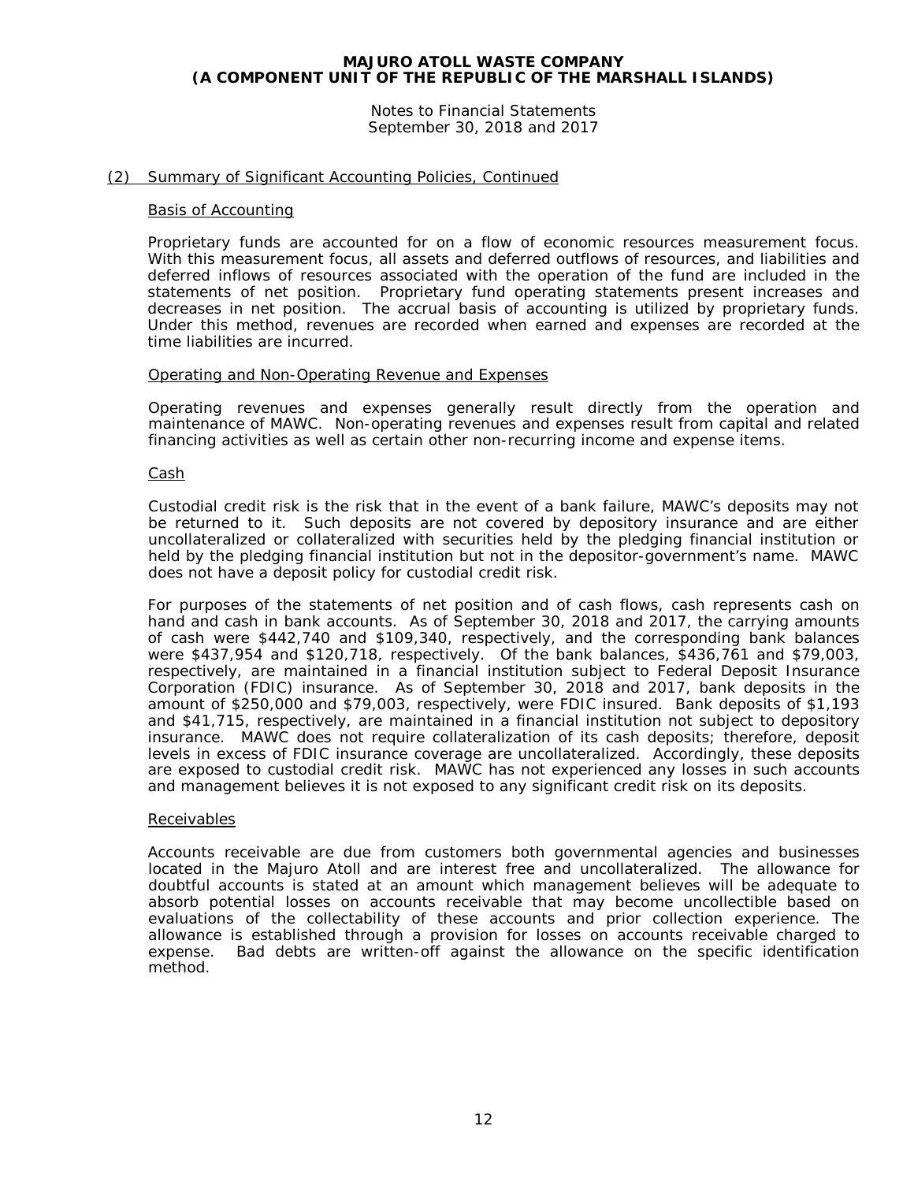**MAJURO ATOLL WASTE COMPANY**
**(A COMPONENT UNIT OF THE REPUBLIC OF THE MARSHALL ISLANDS)**

Notes to Financial Statements
September 30, 2018 and 2017

## (2) Summary of Significant Accounting Policies, Continued

### Basis of Accounting

Proprietary funds are accounted for on a flow of economic resources measurement focus. With this measurement focus, all assets and deferred outflows of resources, and liabilities and deferred inflows of resources associated with the operation of the fund are included in the statements of net position. Proprietary fund operating statements present increases and decreases in net position. The accrual basis of accounting is utilized by proprietary funds. Under this method, revenues are recorded when earned and expenses are recorded at the time liabilities are incurred.

### Operating and Non-Operating Revenue and Expenses

Operating revenues and expenses generally result directly from the operation and maintenance of MAWC. Non-operating revenues and expenses result from capital and related financing activities as well as certain other non-recurring income and expense items.

### Cash

Custodial credit risk is the risk that in the event of a bank failure, MAWC's deposits may not be returned to it. Such deposits are not covered by depository insurance and are either uncollateralized or collateralized with securities held by the pledging financial institution or held by the pledging financial institution but not in the depositor-government's name. MAWC does not have a deposit policy for custodial credit risk.

For purposes of the statements of net position and of cash flows, cash represents cash on hand and cash in bank accounts. As of September 30, 2018 and 2017, the carrying amounts of cash were $442,740 and $109,340, respectively, and the corresponding bank balances were $437,954 and $120,718, respectively. Of the bank balances, $436,761 and $79,003, respectively, are maintained in a financial institution subject to Federal Deposit Insurance Corporation (FDIC) insurance. As of September 30, 2018 and 2017, bank deposits in the amount of $250,000 and $79,003, respectively, were FDIC insured. Bank deposits of $1,193 and $41,715, respectively, are maintained in a financial institution not subject to depository insurance. MAWC does not require collateralization of its cash deposits; therefore, deposit levels in excess of FDIC insurance coverage are uncollateralized. Accordingly, these deposits are exposed to custodial credit risk. MAWC has not experienced any losses in such accounts and management believes it is not exposed to any significant credit risk on its deposits.

### Receivables

Accounts receivable are due from customers both governmental agencies and businesses located in the Majuro Atoll and are interest free and uncollateralized. The allowance for doubtful accounts is stated at an amount which management believes will be adequate to absorb potential losses on accounts receivable that may become uncollectible based on evaluations of the collectability of these accounts and prior collection experience. The allowance is established through a provision for losses on accounts receivable charged to expense. Bad debts are written-off against the allowance on the specific identification method.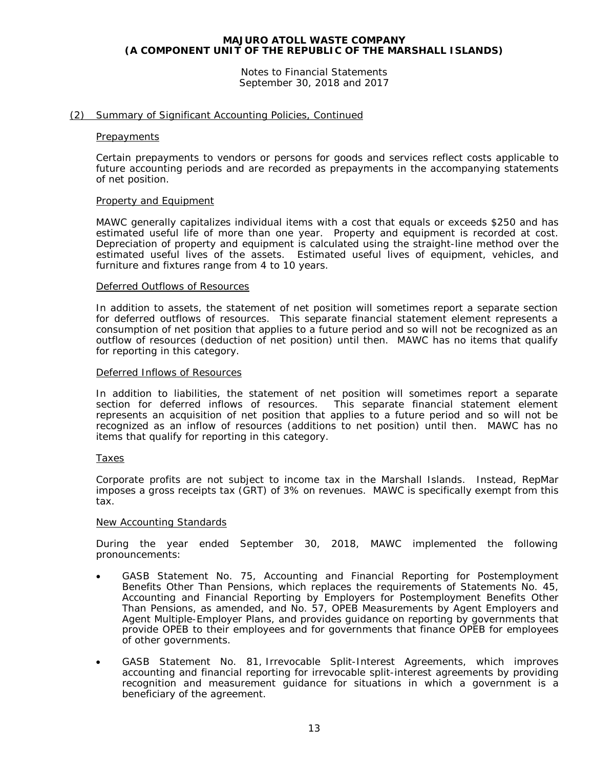## (2) Summary of Significant Accounting Policies, Continued

### Prepayments

Certain prepayments to vendors or persons for goods and services reflect costs applicable to future accounting periods and are recorded as prepayments in the accompanying statements of net position.

### Property and Equipment

MAWC generally capitalizes individual items with a cost that equals or exceeds $250 and has estimated useful life of more than one year. Property and equipment is recorded at cost. Depreciation of property and equipment is calculated using the straight-line method over the estimated useful lives of the assets. Estimated useful lives of equipment, vehicles, and furniture and fixtures range from 4 to 10 years.

### Deferred Outflows of Resources

In addition to assets, the statement of net position will sometimes report a separate section for deferred outflows of resources. This separate financial statement element represents a consumption of net position that applies to a future period and so will not be recognized as an outflow of resources (deduction of net position) until then. MAWC has no items that qualify for reporting in this category.

### Deferred Inflows of Resources

In addition to liabilities, the statement of net position will sometimes report a separate section for deferred inflows of resources. This separate financial statement element represents an acquisition of net position that applies to a future period and so will not be recognized as an inflow of resources (additions to net position) until then. MAWC has no items that qualify for reporting in this category.

### Taxes

Corporate profits are not subject to income tax in the Marshall Islands. Instead, RepMar imposes a gross receipts tax (GRT) of 3% on revenues. MAWC is specifically exempt from this tax.

### New Accounting Standards

During the year ended September 30, 2018, MAWC implemented the following pronouncements:

- GASB Statement No. 75, Accounting and Financial Reporting for Postemployment Benefits Other Than Pensions, which replaces the requirements of Statements No. 45, Accounting and Financial Reporting by Employers for Postemployment Benefits Other Than Pensions, as amended, and No. 57, OPEB Measurements by Agent Employers and Agent Multiple-Employer Plans, and provides guidance on reporting by governments that provide OPEB to their employees and for governments that finance OPEB for employees of other governments.

- GASB Statement No. 81, Irrevocable Split-Interest Agreements, which improves accounting and financial reporting for irrevocable split-interest agreements by providing recognition and measurement guidance for situations in which a government is a beneficiary of the agreement.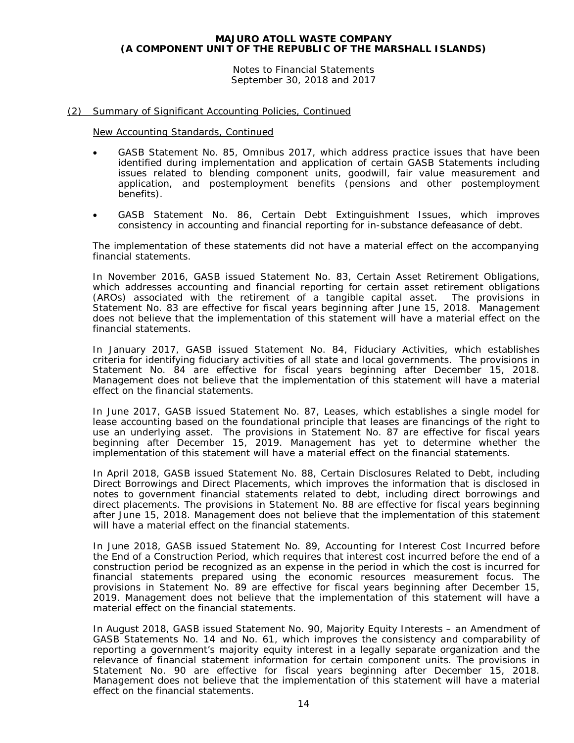## (2) Summary of Significant Accounting Policies, Continued

New Accounting Standards, Continued

- GASB Statement No. 85, Omnibus 2017, which address practice issues that have been identified during implementation and application of certain GASB Statements including issues related to blending component units, goodwill, fair value measurement and application, and postemployment benefits (pensions and other postemployment benefits).
- GASB Statement No. 86, Certain Debt Extinguishment Issues, which improves consistency in accounting and financial reporting for in-substance defeasance of debt.

The implementation of these statements did not have a material effect on the accompanying financial statements.

In November 2016, GASB issued Statement No. 83, Certain Asset Retirement Obligations, which addresses accounting and financial reporting for certain asset retirement obligations (AROs) associated with the retirement of a tangible capital asset. The provisions in Statement No. 83 are effective for fiscal years beginning after June 15, 2018. Management does not believe that the implementation of this statement will have a material effect on the financial statements.

In January 2017, GASB issued Statement No. 84, Fiduciary Activities, which establishes criteria for identifying fiduciary activities of all state and local governments. The provisions in Statement No. 84 are effective for fiscal years beginning after December 15, 2018. Management does not believe that the implementation of this statement will have a material effect on the financial statements.

In June 2017, GASB issued Statement No. 87, Leases, which establishes a single model for lease accounting based on the foundational principle that leases are financings of the right to use an underlying asset. The provisions in Statement No. 87 are effective for fiscal years beginning after December 15, 2019. Management has yet to determine whether the implementation of this statement will have a material effect on the financial statements.

In April 2018, GASB issued Statement No. 88, Certain Disclosures Related to Debt, including Direct Borrowings and Direct Placements, which improves the information that is disclosed in notes to government financial statements related to debt, including direct borrowings and direct placements. The provisions in Statement No. 88 are effective for fiscal years beginning after June 15, 2018. Management does not believe that the implementation of this statement will have a material effect on the financial statements.

In June 2018, GASB issued Statement No. 89, Accounting for Interest Cost Incurred before the End of a Construction Period, which requires that interest cost incurred before the end of a construction period be recognized as an expense in the period in which the cost is incurred for financial statements prepared using the economic resources measurement focus. The provisions in Statement No. 89 are effective for fiscal years beginning after December 15, 2019. Management does not believe that the implementation of this statement will have a material effect on the financial statements.

In August 2018, GASB issued Statement No. 90, Majority Equity Interests – an Amendment of GASB Statements No. 14 and No. 61, which improves the consistency and comparability of reporting a government's majority equity interest in a legally separate organization and the relevance of financial statement information for certain component units. The provisions in Statement No. 90 are effective for fiscal years beginning after December 15, 2018. Management does not believe that the implementation of this statement will have a material effect on the financial statements.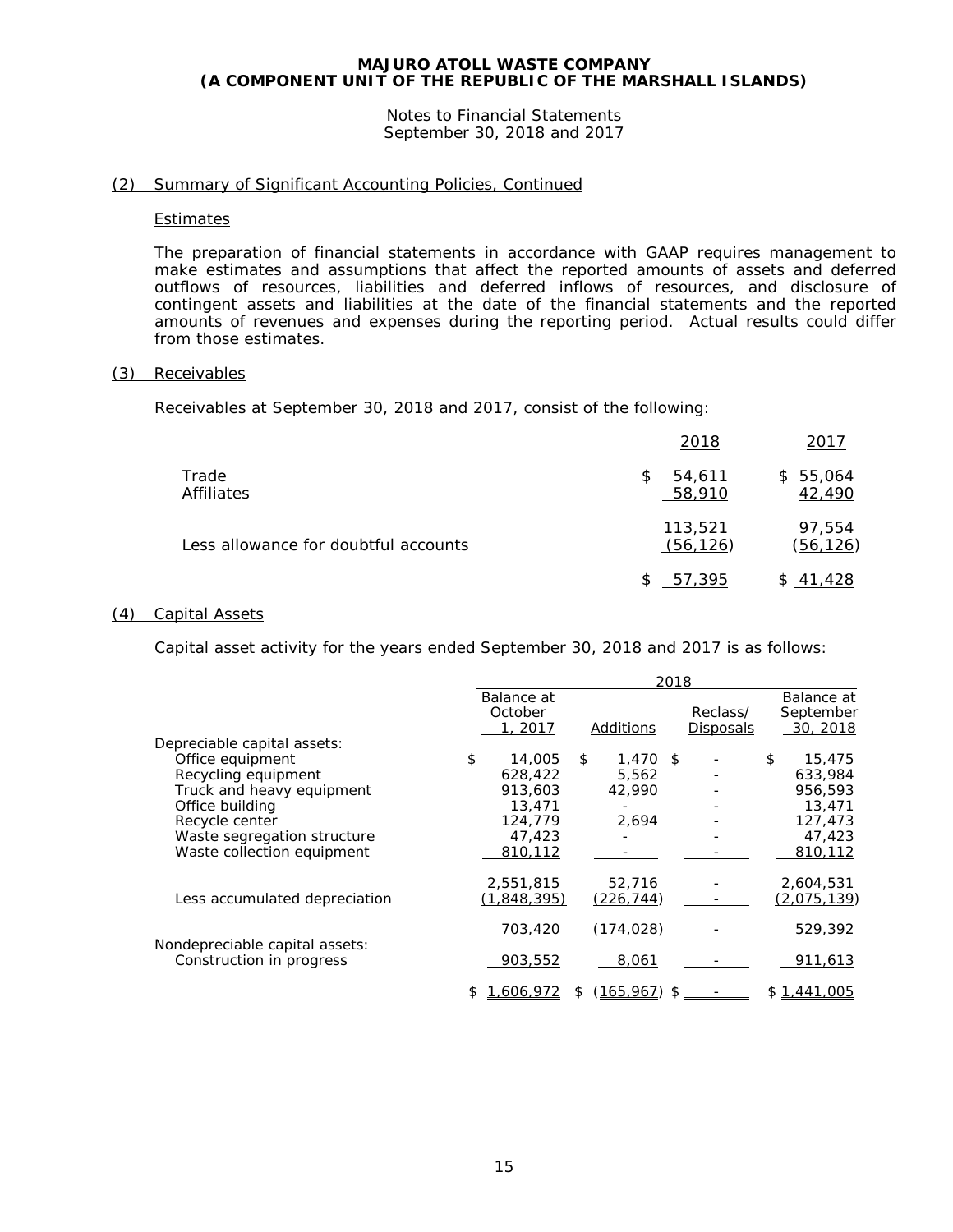**MAJURO ATOLL WASTE COMPANY**
**(A COMPONENT UNIT OF THE REPUBLIC OF THE MARSHALL ISLANDS)**

Notes to Financial Statements
September 30, 2018 and 2017

## (2) Summary of Significant Accounting Policies, Continued

### Estimates

The preparation of financial statements in accordance with GAAP requires management to make estimates and assumptions that affect the reported amounts of assets and deferred outflows of resources, liabilities and deferred inflows of resources, and disclosure of contingent assets and liabilities at the date of the financial statements and the reported amounts of revenues and expenses during the reporting period. Actual results could differ from those estimates.

## (3) Receivables

Receivables at September 30, 2018 and 2017, consist of the following:

| | 2018 | 2017 |
|---|---|---|
| Trade | $ 54,611 | $ 55,064 |
| Affiliates | 58,910 | 42,490 |
| | 113,521 | 97,554 |
| Less allowance for doubtful accounts | (56,126) | (56,126) |
| | $ 57,395 | $ 41,428 |

## (4) Capital Assets

Capital asset activity for the years ended September 30, 2018 and 2017 is as follows:

| | 2018 | | | |
|---|---|---|---|---|
| | Balance at October 1, 2017 | Additions | Reclass/ Disposals | Balance at September 30, 2018 |
| Depreciable capital assets: | | | | |
| Office equipment | $ 14,005 | $ 1,470 | $ - | $ 15,475 |
| Recycling equipment | 628,422 | 5,562 | - | 633,984 |
| Truck and heavy equipment | 913,603 | 42,990 | - | 956,593 |
| Office building | 13,471 | - | - | 13,471 |
| Recycle center | 124,779 | 2,694 | - | 127,473 |
| Waste segregation structure | 47,423 | - | - | 47,423 |
| Waste collection equipment | 810,112 | - | - | 810,112 |
| | 2,551,815 | 52,716 | - | 2,604,531 |
| Less accumulated depreciation | (1,848,395) | (226,744) | - | (2,075,139) |
| | 703,420 | (174,028) | - | 529,392 |
| Nondepreciable capital assets: | | | | |
| Construction in progress | 903,552 | 8,061 | - | 911,613 |
| | $ 1,606,972 | $ (165,967) | $ - | $ 1,441,005 |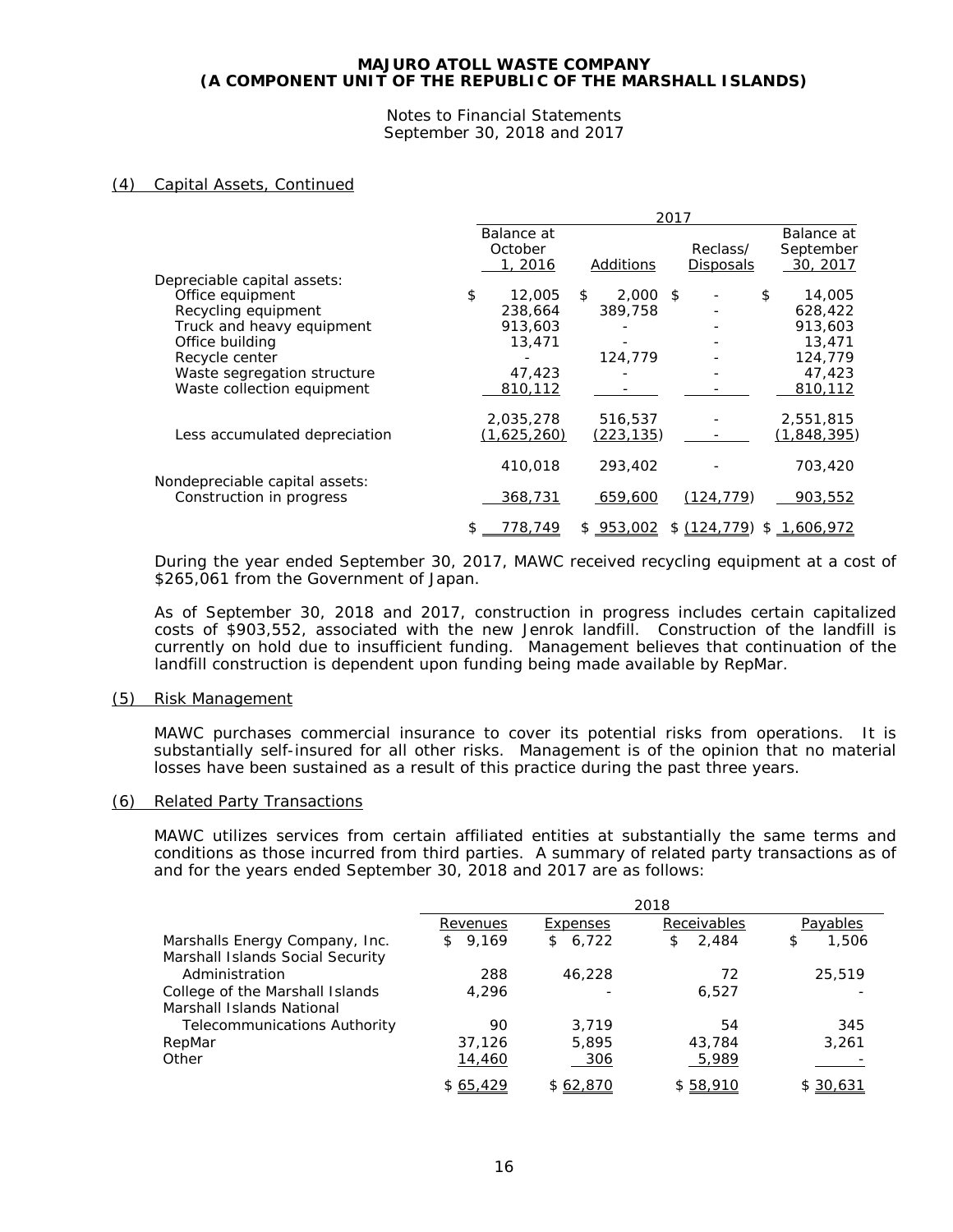## (4) Capital Assets, Continued

| | 2017 | | | |
|---|---|---|---|---|
| | Balance at October 1, 2016 | Additions | Reclass/ Disposals | Balance at September 30, 2017 |
| Depreciable capital assets: | | | | |
| Office equipment | $ 12,005 | $ 2,000 | $ - | $ 14,005 |
| Recycling equipment | 238,664 | 389,758 | - | 628,422 |
| Truck and heavy equipment | 913,603 | - | - | 913,603 |
| Office building | 13,471 | - | - | 13,471 |
| Recycle center | - | 124,779 | - | 124,779 |
| Waste segregation structure | 47,423 | - | - | 47,423 |
| Waste collection equipment | 810,112 | - | - | 810,112 |
| | 2,035,278 | 516,537 | - | 2,551,815 |
| Less accumulated depreciation | (1,625,260) | (223,135) | - | (1,848,395) |
| | 410,018 | 293,402 | - | 703,420 |
| Nondepreciable capital assets: | | | | |
| Construction in progress | 368,731 | 659,600 | (124,779) | 903,552 |
| | $ 778,749 | $ 953,002 | $ (124,779) | $ 1,606,972 |

During the year ended September 30, 2017, MAWC received recycling equipment at a cost of $265,061 from the Government of Japan.

As of September 30, 2018 and 2017, construction in progress includes certain capitalized costs of $903,552, associated with the new Jenrok landfill. Construction of the landfill is currently on hold due to insufficient funding. Management believes that continuation of the landfill construction is dependent upon funding being made available by RepMar.

## (5) Risk Management

MAWC purchases commercial insurance to cover its potential risks from operations. It is substantially self-insured for all other risks. Management is of the opinion that no material losses have been sustained as a result of this practice during the past three years.

## (6) Related Party Transactions

MAWC utilizes services from certain affiliated entities at substantially the same terms and conditions as those incurred from third parties. A summary of related party transactions as of and for the years ended September 30, 2018 and 2017 are as follows:

| | 2018 | | | |
|---|---|---|---|---|
| | Revenues | Expenses | Receivables | Payables |
| Marshalls Energy Company, Inc. | $ 9,169 | $ 6,722 | $ 2,484 | $ 1,506 |
| Marshall Islands Social Security Administration | 288 | 46,228 | 72 | 25,519 |
| College of the Marshall Islands | 4,296 | - | 6,527 | - |
| Marshall Islands National Telecommunications Authority | 90 | 3,719 | 54 | 345 |
| RepMar | 37,126 | 5,895 | 43,784 | 3,261 |
| Other | 14,460 | 306 | 5,989 | - |
| | $ 65,429 | $ 62,870 | $ 58,910 | $ 30,631 |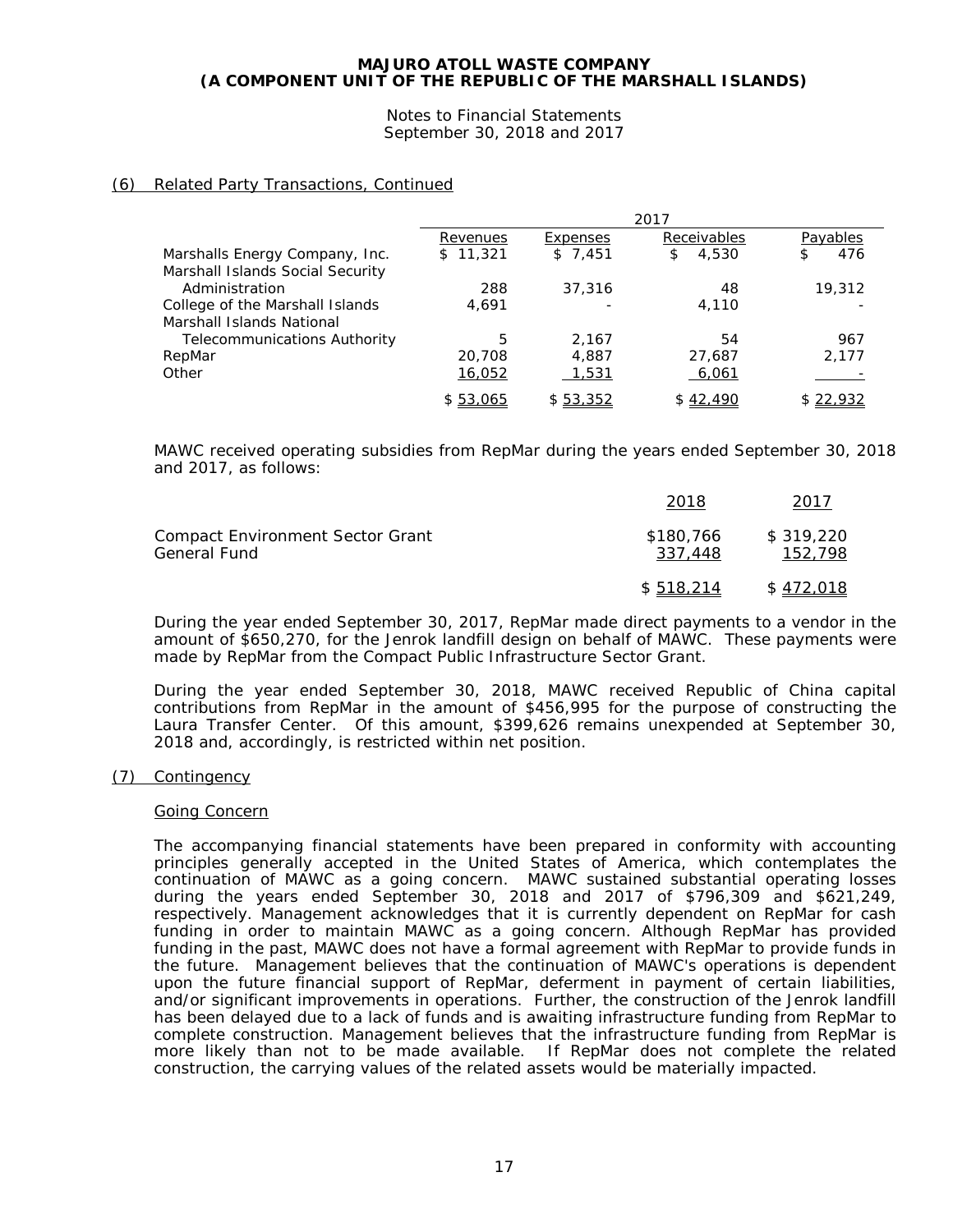**MAJURO ATOLL WASTE COMPANY**
**(A COMPONENT UNIT OF THE REPUBLIC OF THE MARSHALL ISLANDS)**

Notes to Financial Statements
September 30, 2018 and 2017

## (6) Related Party Transactions, Continued

| | 2017 | | | |
|---|---|---|---|---|
| | Revenues | Expenses | Receivables | Payables |
| Marshalls Energy Company, Inc. | $ 11,321 | $ 7,451 | $ 4,530 | $ 476 |
| Marshall Islands Social Security Administration | 288 | 37,316 | 48 | 19,312 |
| College of the Marshall Islands | 4,691 | - | 4,110 | - |
| Marshall Islands National Telecommunications Authority | 5 | 2,167 | 54 | 967 |
| RepMar | 20,708 | 4,887 | 27,687 | 2,177 |
| Other | 16,052 | 1,531 | 6,061 | - |
| | $ 53,065 | $ 53,352 | $ 42,490 | $ 22,932 |

MAWC received operating subsidies from RepMar during the years ended September 30, 2018 and 2017, as follows:

| | 2018 | 2017 |
|---|---|---|
| Compact Environment Sector Grant | $180,766 | $ 319,220 |
| General Fund | 337,448 | 152,798 |
| | $ 518,214 | $ 472,018 |

During the year ended September 30, 2017, RepMar made direct payments to a vendor in the amount of $650,270, for the Jenrok landfill design on behalf of MAWC. These payments were made by RepMar from the Compact Public Infrastructure Sector Grant.

During the year ended September 30, 2018, MAWC received Republic of China capital contributions from RepMar in the amount of $456,995 for the purpose of constructing the Laura Transfer Center. Of this amount, $399,626 remains unexpended at September 30, 2018 and, accordingly, is restricted within net position.

## (7) Contingency

### Going Concern

The accompanying financial statements have been prepared in conformity with accounting principles generally accepted in the United States of America, which contemplates the continuation of MAWC as a going concern. MAWC sustained substantial operating losses during the years ended September 30, 2018 and 2017 of $796,309 and $621,249, respectively. Management acknowledges that it is currently dependent on RepMar for cash funding in order to maintain MAWC as a going concern. Although RepMar has provided funding in the past, MAWC does not have a formal agreement with RepMar to provide funds in the future. Management believes that the continuation of MAWC's operations is dependent upon the future financial support of RepMar, deferment in payment of certain liabilities, and/or significant improvements in operations. Further, the construction of the Jenrok landfill has been delayed due to a lack of funds and is awaiting infrastructure funding from RepMar to complete construction. Management believes that the infrastructure funding from RepMar is more likely than not to be made available. If RepMar does not complete the related construction, the carrying values of the related assets would be materially impacted.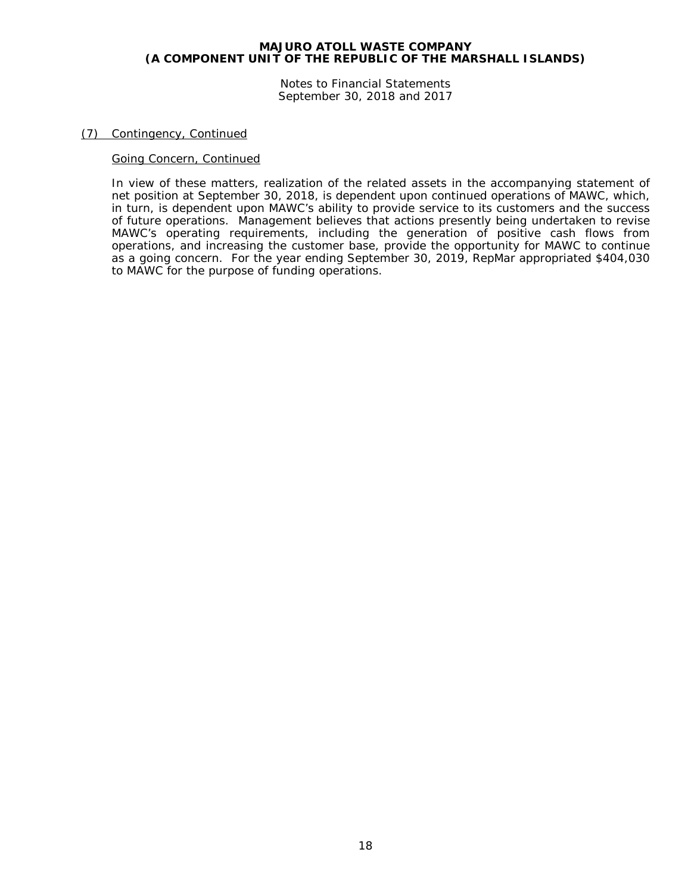## (7) Contingency, Continued

### Going Concern, Continued

In view of these matters, realization of the related assets in the accompanying statement of net position at September 30, 2018, is dependent upon continued operations of MAWC, which, in turn, is dependent upon MAWC's ability to provide service to its customers and the success of future operations. Management believes that actions presently being undertaken to revise MAWC's operating requirements, including the generation of positive cash flows from operations, and increasing the customer base, provide the opportunity for MAWC to continue as a going concern. For the year ending September 30, 2019, RepMar appropriated $404,030 to MAWC for the purpose of funding operations.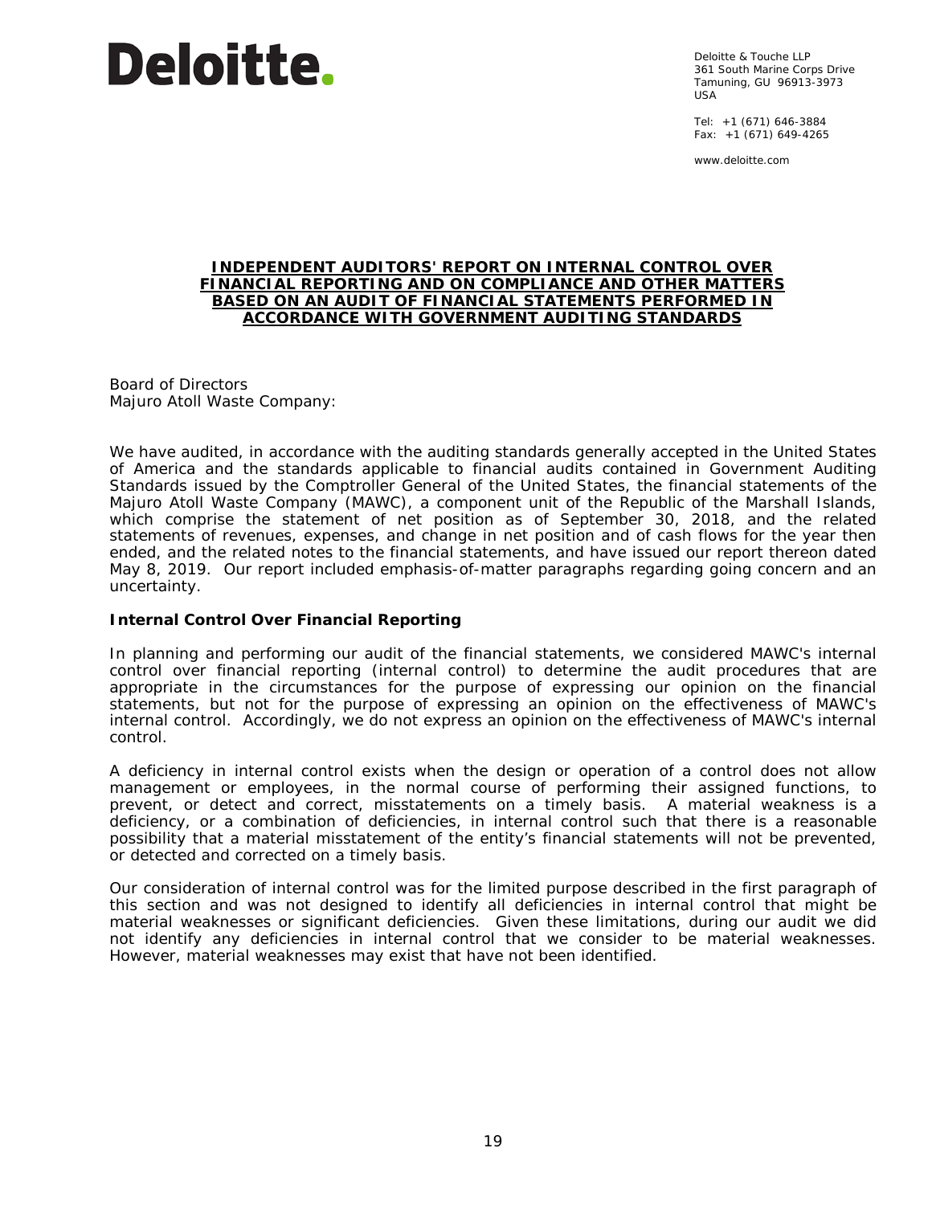Deloitte.

Deloitte & Touche LLP
361 South Marine Corps Drive
Tamuning, GU 96913-3973
USA

Tel: +1 (671) 646-3884
Fax: +1 (671) 649-4265

www.deloitte.com

# INDEPENDENT AUDITORS' REPORT ON INTERNAL CONTROL OVER FINANCIAL REPORTING AND ON COMPLIANCE AND OTHER MATTERS BASED ON AN AUDIT OF FINANCIAL STATEMENTS PERFORMED IN ACCORDANCE WITH GOVERNMENT AUDITING STANDARDS

Board of Directors
Majuro Atoll Waste Company:

We have audited, in accordance with the auditing standards generally accepted in the United States of America and the standards applicable to financial audits contained in Government Auditing Standards issued by the Comptroller General of the United States, the financial statements of the Majuro Atoll Waste Company (MAWC), a component unit of the Republic of the Marshall Islands, which comprise the statement of net position as of September 30, 2018, and the related statements of revenues, expenses, and change in net position and of cash flows for the year then ended, and the related notes to the financial statements, and have issued our report thereon dated May 8, 2019. Our report included emphasis-of-matter paragraphs regarding going concern and an uncertainty.

**Internal Control Over Financial Reporting**

In planning and performing our audit of the financial statements, we considered MAWC's internal control over financial reporting (internal control) to determine the audit procedures that are appropriate in the circumstances for the purpose of expressing our opinion on the financial statements, but not for the purpose of expressing an opinion on the effectiveness of MAWC's internal control. Accordingly, we do not express an opinion on the effectiveness of MAWC's internal control.

A deficiency in internal control exists when the design or operation of a control does not allow management or employees, in the normal course of performing their assigned functions, to prevent, or detect and correct, misstatements on a timely basis. A material weakness is a deficiency, or a combination of deficiencies, in internal control such that there is a reasonable possibility that a material misstatement of the entity's financial statements will not be prevented, or detected and corrected on a timely basis.

Our consideration of internal control was for the limited purpose described in the first paragraph of this section and was not designed to identify all deficiencies in internal control that might be material weaknesses or significant deficiencies. Given these limitations, during our audit we did not identify any deficiencies in internal control that we consider to be material weaknesses. However, material weaknesses may exist that have not been identified.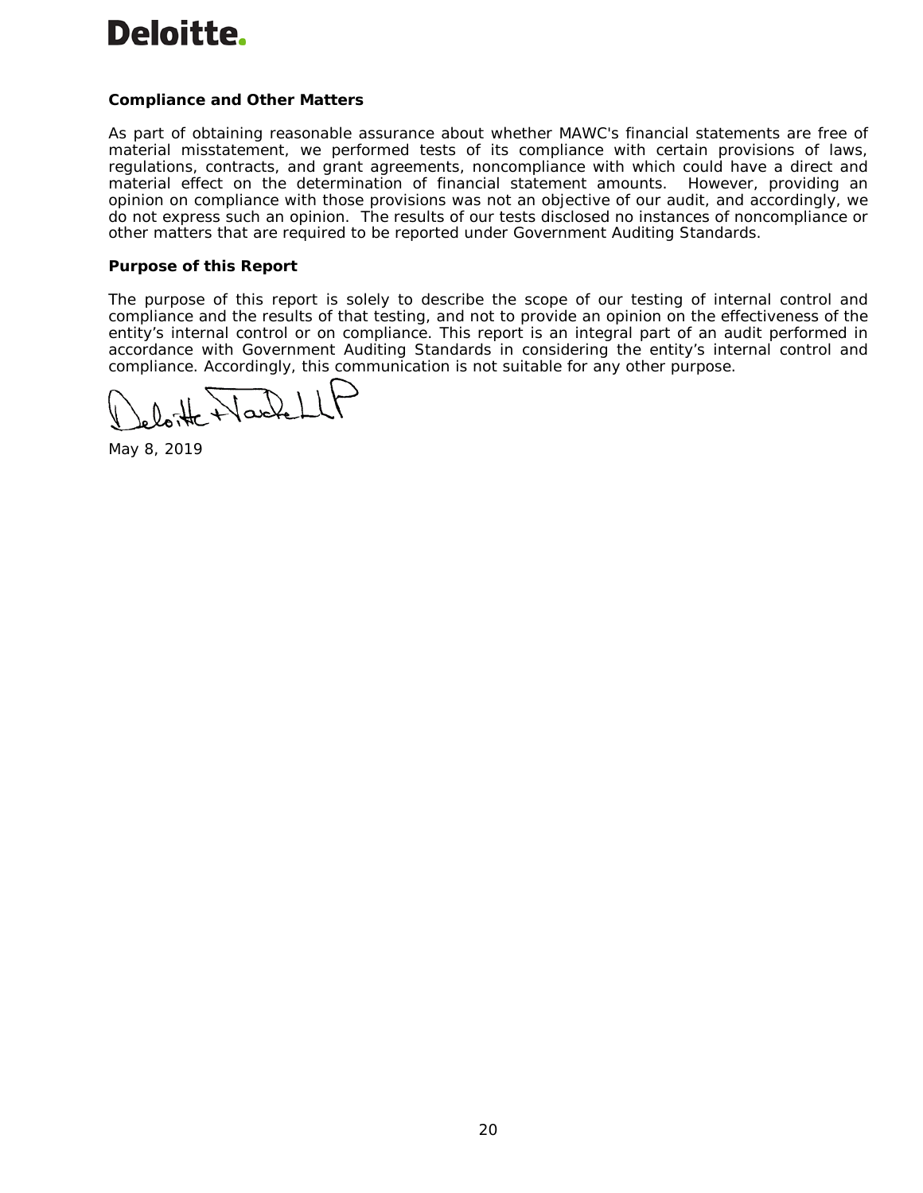**Compliance and Other Matters**

As part of obtaining reasonable assurance about whether MAWC's financial statements are free of material misstatement, we performed tests of its compliance with certain provisions of laws, regulations, contracts, and grant agreements, noncompliance with which could have a direct and material effect on the determination of financial statement amounts. However, providing an opinion on compliance with those provisions was not an objective of our audit, and accordingly, we do not express such an opinion. The results of our tests disclosed no instances of noncompliance or other matters that are required to be reported under Government Auditing Standards.

**Purpose of this Report**

The purpose of this report is solely to describe the scope of our testing of internal control and compliance and the results of that testing, and not to provide an opinion on the effectiveness of the entity's internal control or on compliance. This report is an integral part of an audit performed in accordance with Government Auditing Standards in considering the entity's internal control and compliance. Accordingly, this communication is not suitable for any other purpose.

Deloitte & Touche LLP

May 8, 2019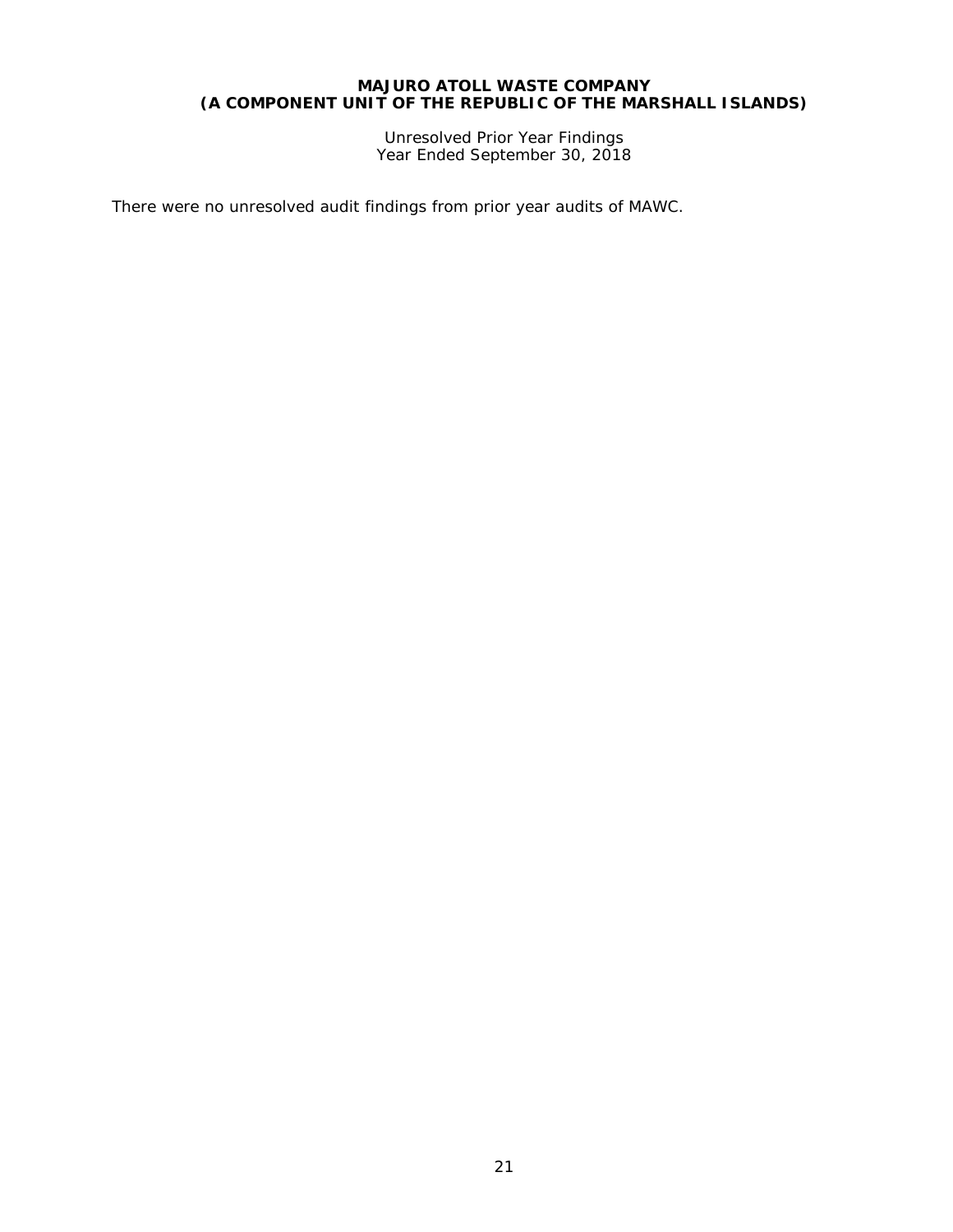**MAJURO ATOLL WASTE COMPANY**
**(A COMPONENT UNIT OF THE REPUBLIC OF THE MARSHALL ISLANDS)**

Unresolved Prior Year Findings
Year Ended September 30, 2018

There were no unresolved audit findings from prior year audits of MAWC.